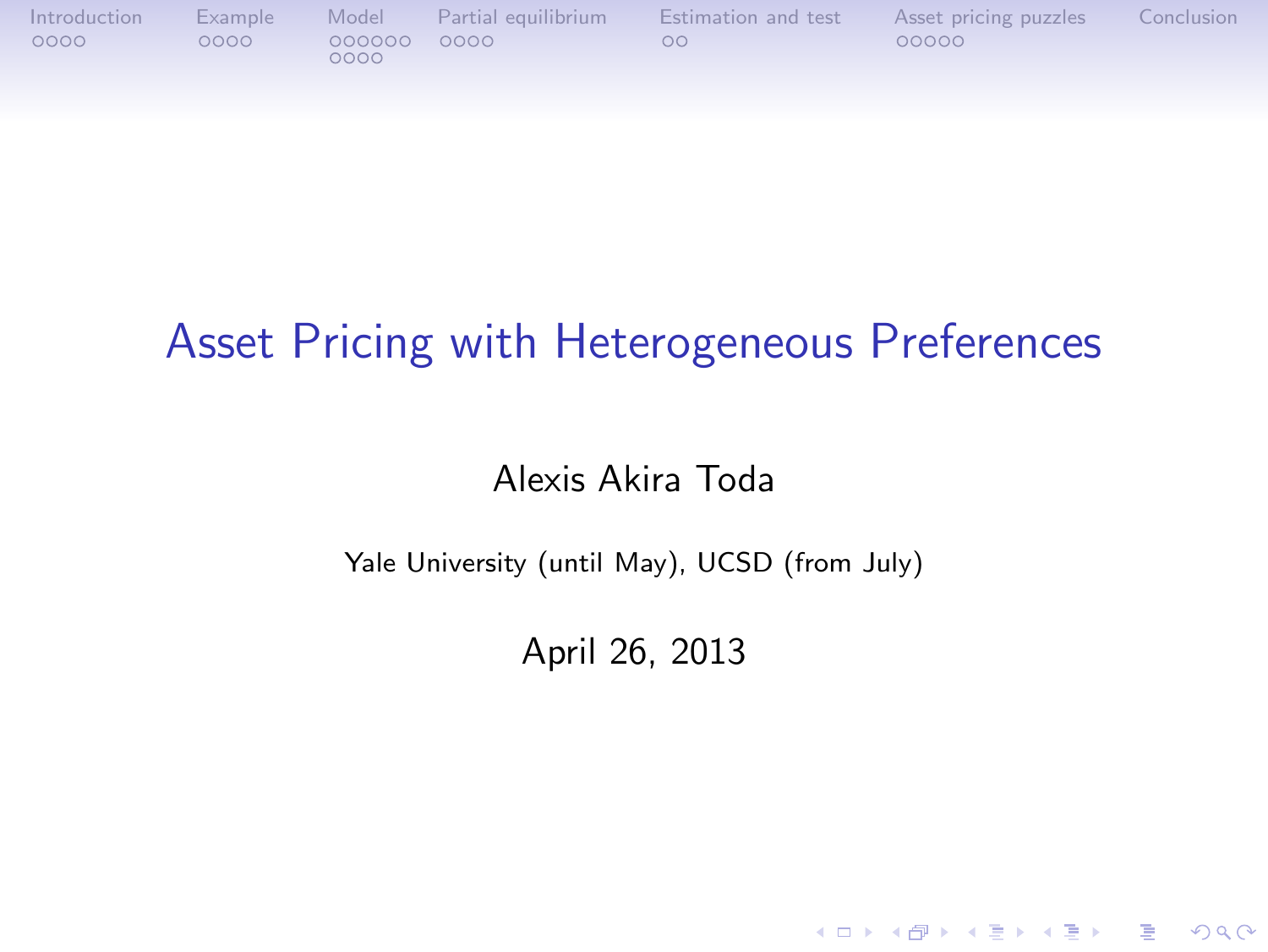# Asset Pricing with Heterogeneous Preferences

Alexis Akira Toda

Yale University (until May), UCSD (from July)

April 26, 2013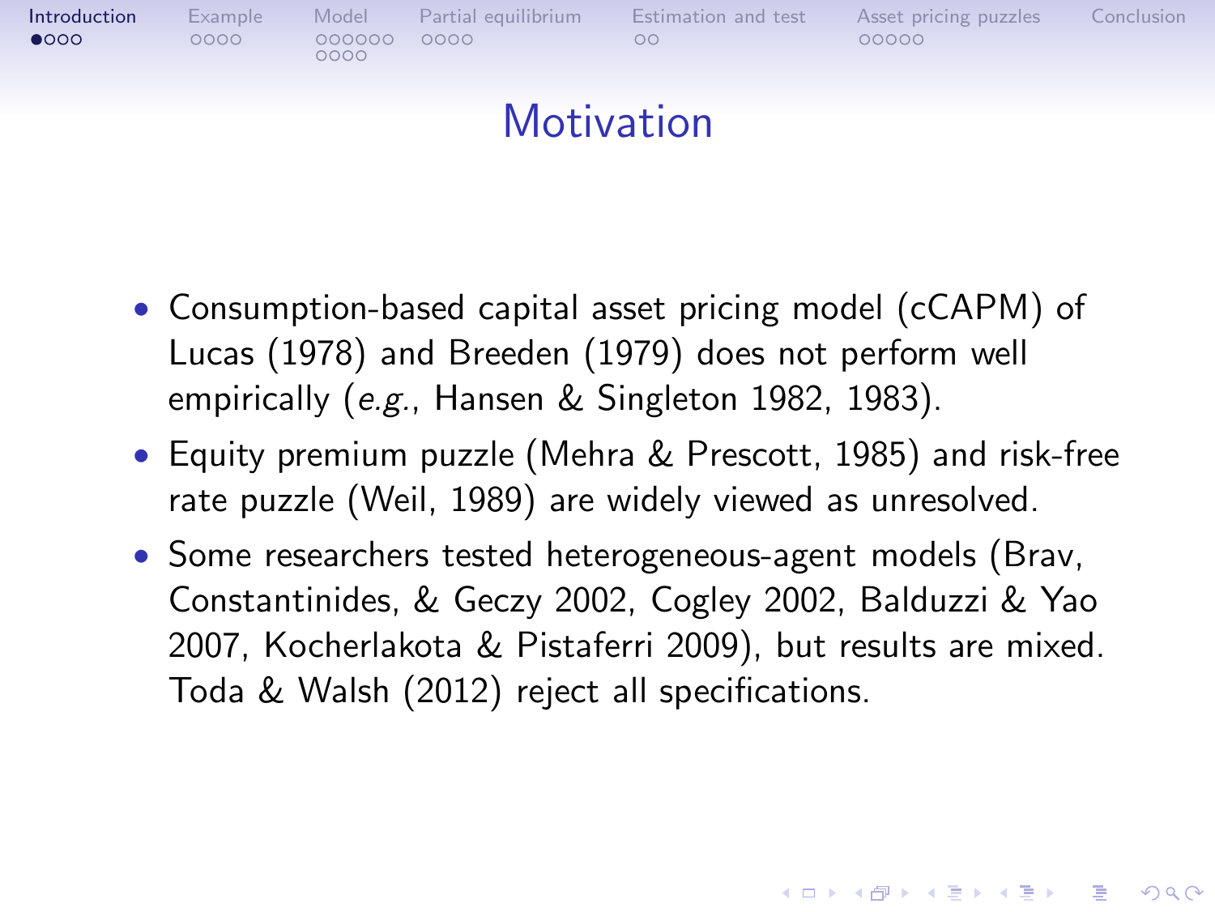# Motivation

- Consumption-based capital asset pricing model (cCAPM) of Lucas (1978) and Breeden (1979) does not perform well empirically (*e.g.*, Hansen & Singleton 1982, 1983).
- Equity premium puzzle (Mehra & Prescott, 1985) and risk-free rate puzzle (Weil, 1989) are widely viewed as unresolved.
- Some researchers tested heterogeneous-agent models (Brav, Constantinides, & Geczy 2002, Cogley 2002, Balduzzi & Yao 2007, Kocherlakota & Pistaferri 2009), but results are mixed. Toda & Walsh (2012) reject all specifications.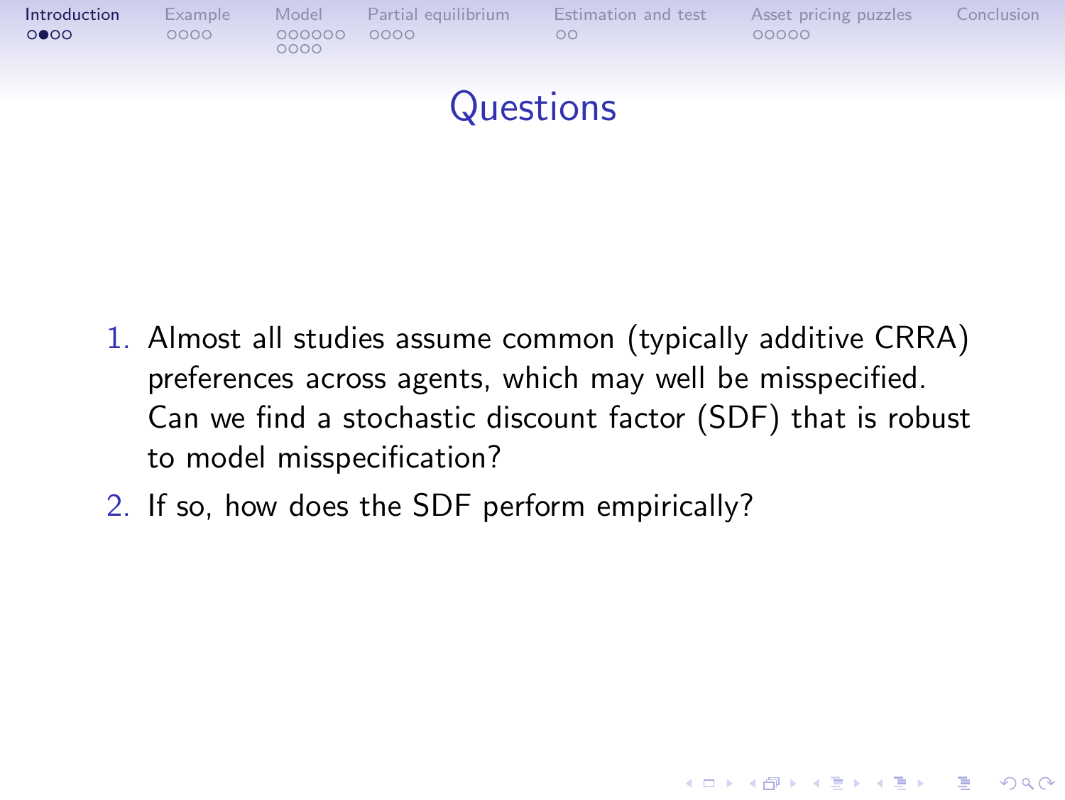# Questions

1. Almost all studies assume common (typically additive CRRA) preferences across agents, which may well be misspecified. Can we find a stochastic discount factor (SDF) that is robust to model misspecification?
2. If so, how does the SDF perform empirically?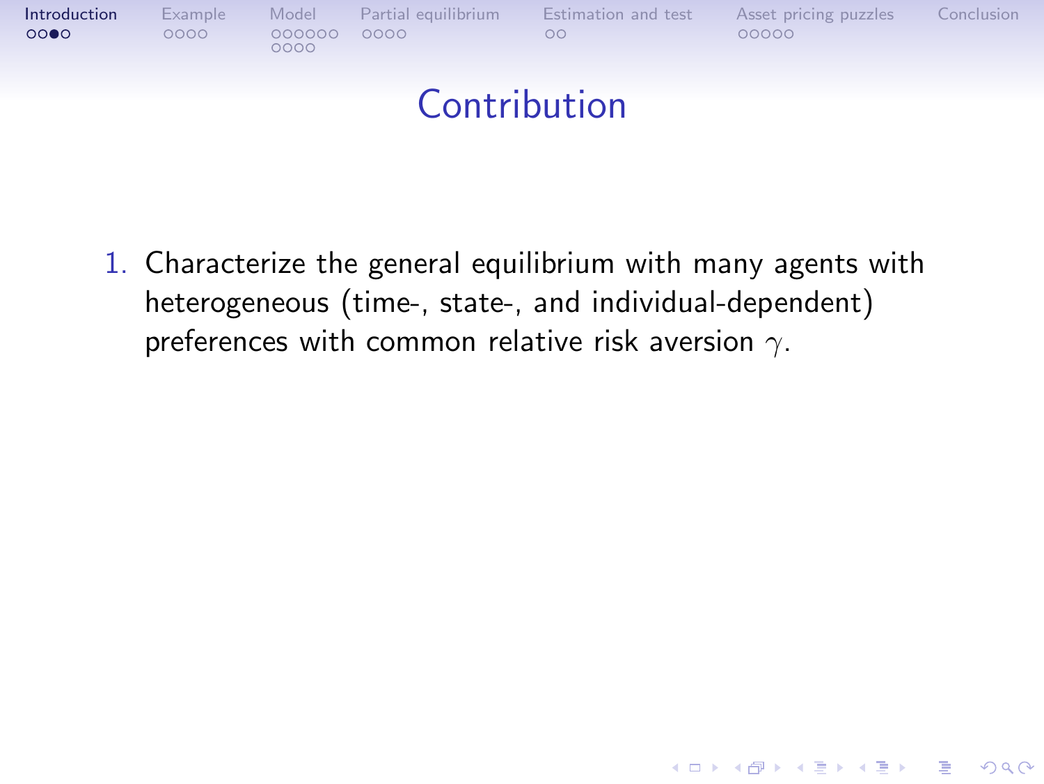# Contribution

1. Characterize the general equilibrium with many agents with heterogeneous (time-, state-, and individual-dependent) preferences with common relative risk aversion $\gamma$.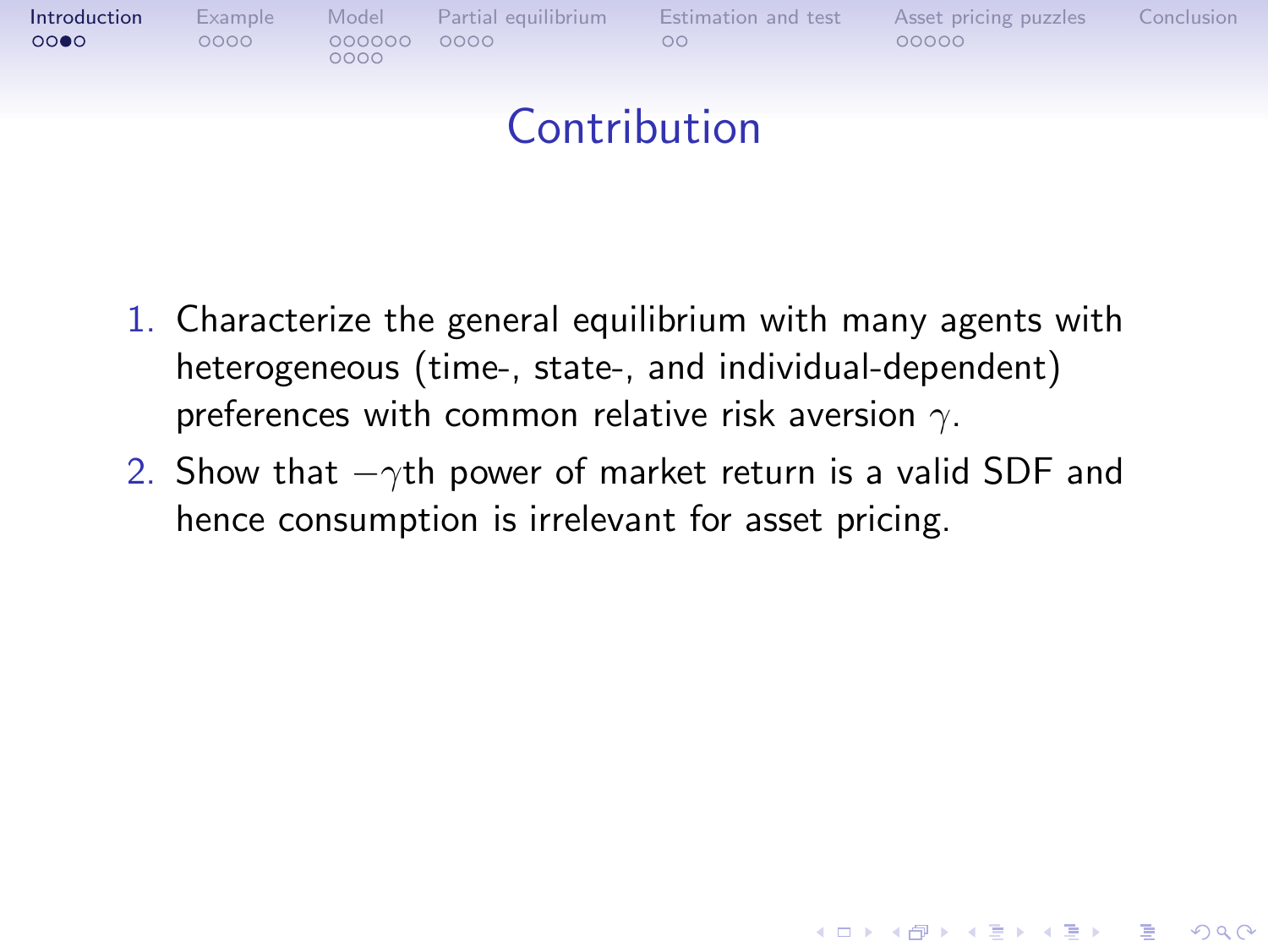# Contribution

1. Characterize the general equilibrium with many agents with heterogeneous (time-, state-, and individual-dependent) preferences with common relative risk aversion $\gamma$.
2. Show that $-\gamma$th power of market return is a valid SDF and hence consumption is irrelevant for asset pricing.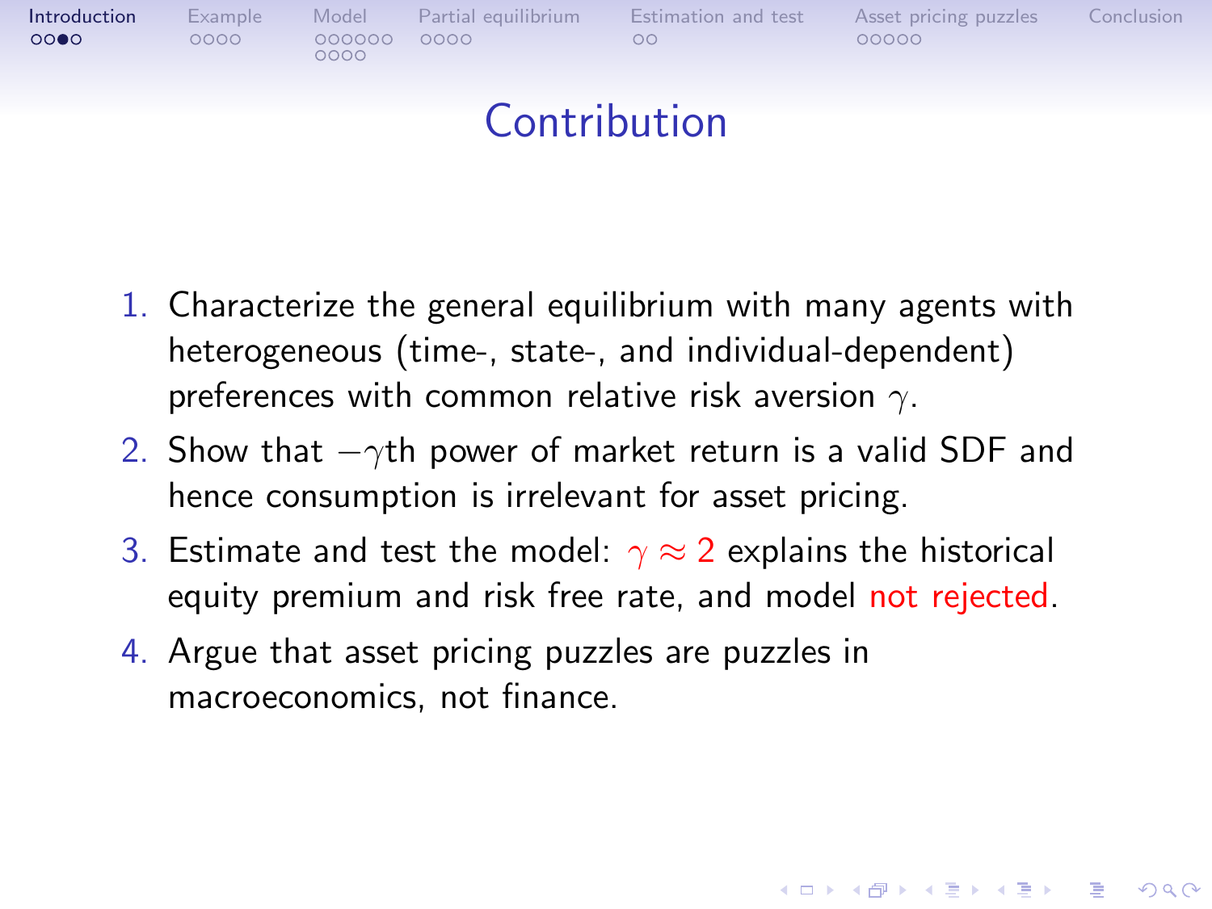# Contribution

1. Characterize the general equilibrium with many agents with heterogeneous (time-, state-, and individual-dependent) preferences with common relative risk aversion $\gamma$.
2. Show that $-\gamma$th power of market return is a valid SDF and hence consumption is irrelevant for asset pricing.
3. Estimate and test the model: $\gamma \approx 2$ explains the historical equity premium and risk free rate, and model not rejected.
4. Argue that asset pricing puzzles are puzzles in macroeconomics, not finance.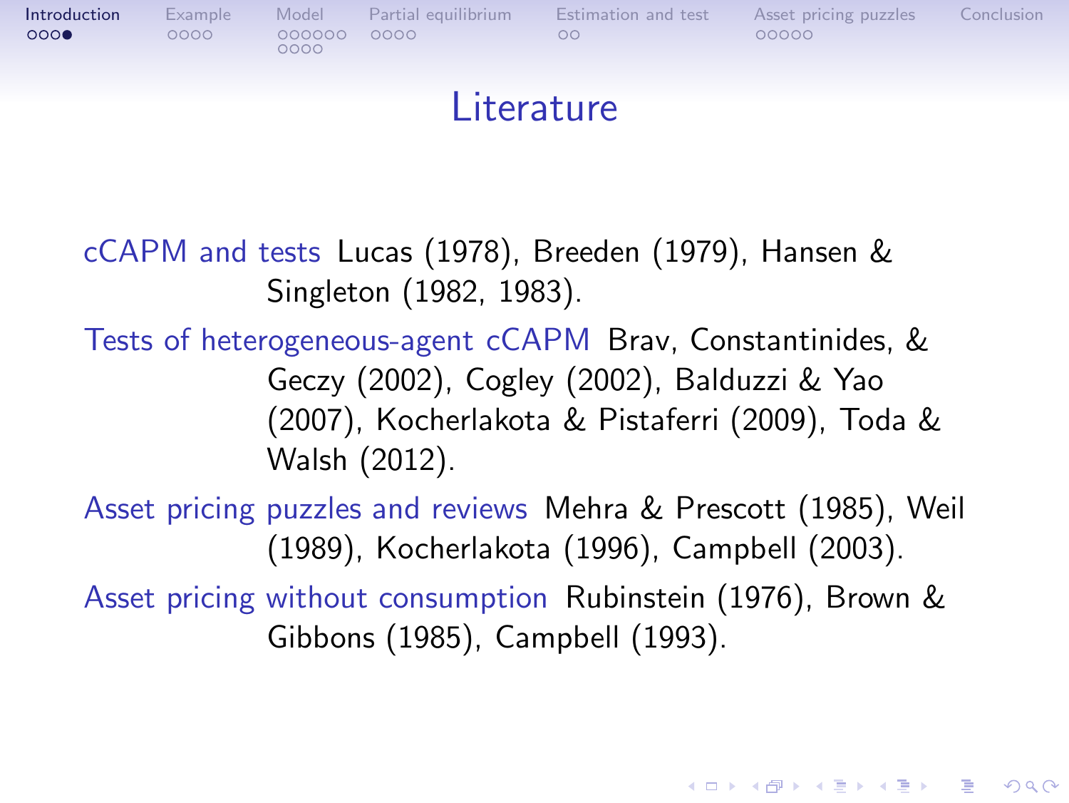# Literature

**cCAPM and tests** Lucas (1978), Breeden (1979), Hansen & Singleton (1982, 1983).

**Tests of heterogeneous-agent cCAPM** Brav, Constantinides, & Geczy (2002), Cogley (2002), Balduzzi & Yao (2007), Kocherlakota & Pistaferri (2009), Toda & Walsh (2012).

**Asset pricing puzzles and reviews** Mehra & Prescott (1985), Weil (1989), Kocherlakota (1996), Campbell (2003).

**Asset pricing without consumption** Rubinstein (1976), Brown & Gibbons (1985), Campbell (1993).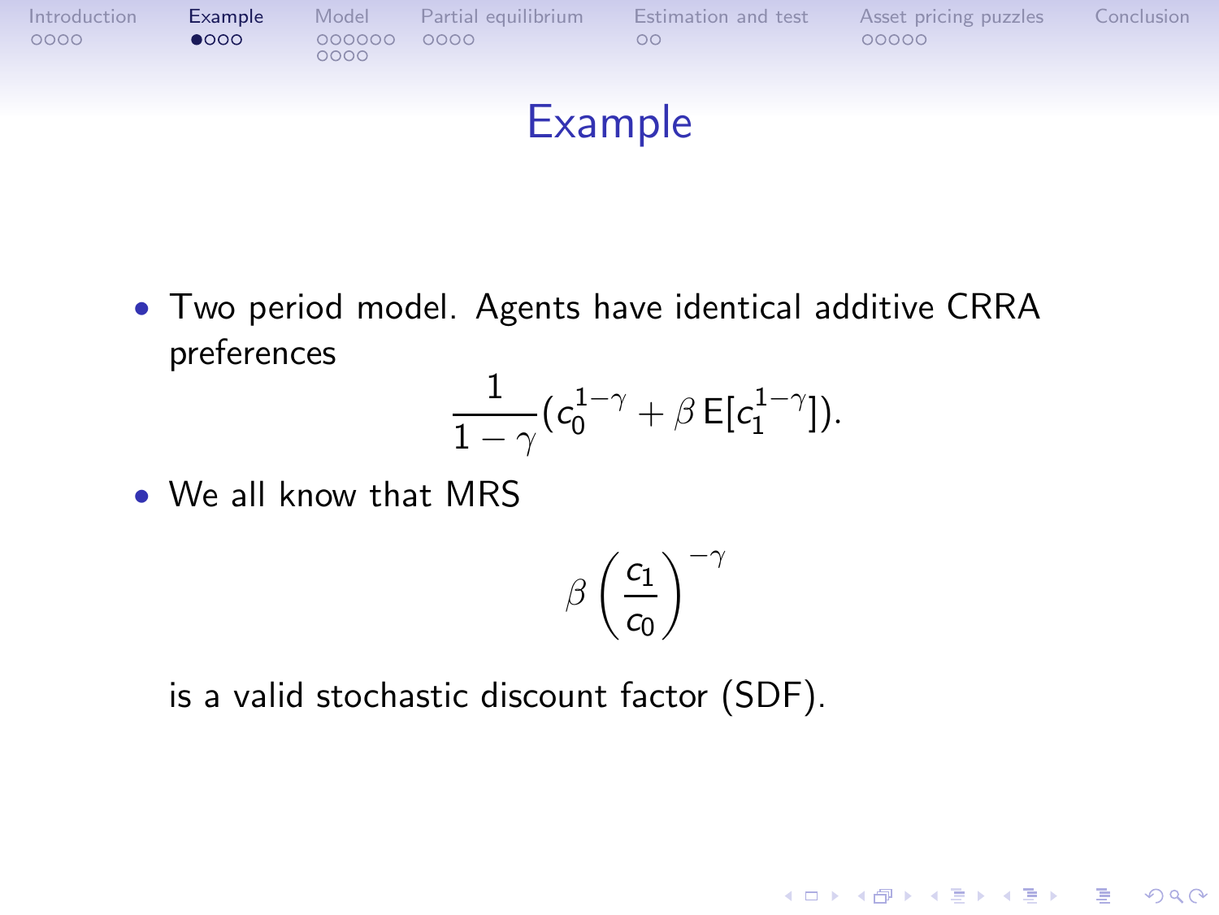# Example

- Two period model. Agents have identical additive CRRA preferences

$$\frac{1}{1-\gamma}(c_0^{1-\gamma} + \beta \, \mathrm{E}[c_1^{1-\gamma}]).$$

- We all know that MRS

$$\beta \left( \frac{c_1}{c_0} \right)^{-\gamma}$$

is a valid stochastic discount factor (SDF).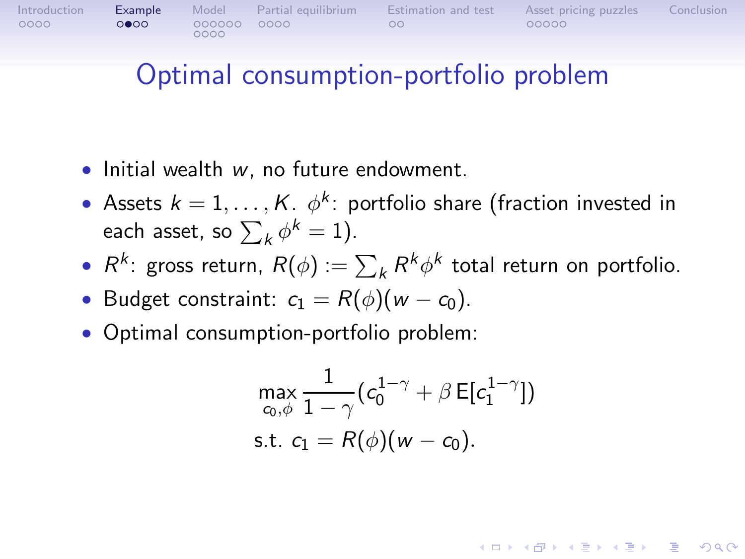# Optimal consumption-portfolio problem

- Initial wealth $w$, no future endowment.
- Assets $k = 1, \dots, K$. $\phi^k$: portfolio share (fraction invested in each asset, so $\sum_k \phi^k = 1$).
- $R^k$: gross return, $R(\phi) := \sum_k R^k \phi^k$ total return on portfolio.
- Budget constraint: $c_1 = R(\phi)(w - c_0)$.
- Optimal consumption-portfolio problem:

$$\max_{c_0, \phi} \frac{1}{1-\gamma}(c_0^{1-\gamma} + \beta \operatorname{E}[c_1^{1-\gamma}])$$

$$\text{s.t. } c_1 = R(\phi)(w - c_0).$$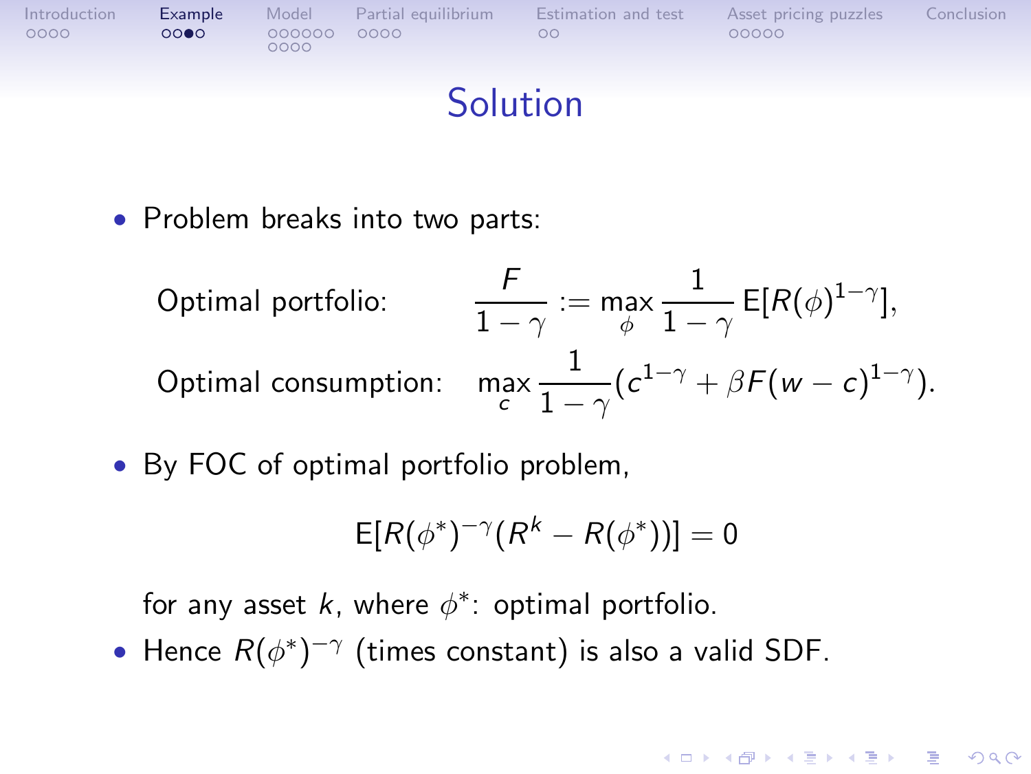# Solution

- Problem breaks into two parts:

$$\text{Optimal portfolio:} \qquad \frac{F}{1-\gamma} := \max_{\phi} \frac{1}{1-\gamma} \mathrm{E}[R(\phi)^{1-\gamma}],$$

$$\text{Optimal consumption:} \quad \max_{c} \frac{1}{1-\gamma}(c^{1-\gamma} + \beta F (w-c)^{1-\gamma}).$$

- By FOC of optimal portfolio problem,

$$\mathrm{E}[R(\phi^*)^{-\gamma}(R^k - R(\phi^*))] = 0$$

for any asset $k$, where $\phi^*$: optimal portfolio.

- Hence $R(\phi^*)^{-\gamma}$ (times constant) is also a valid SDF.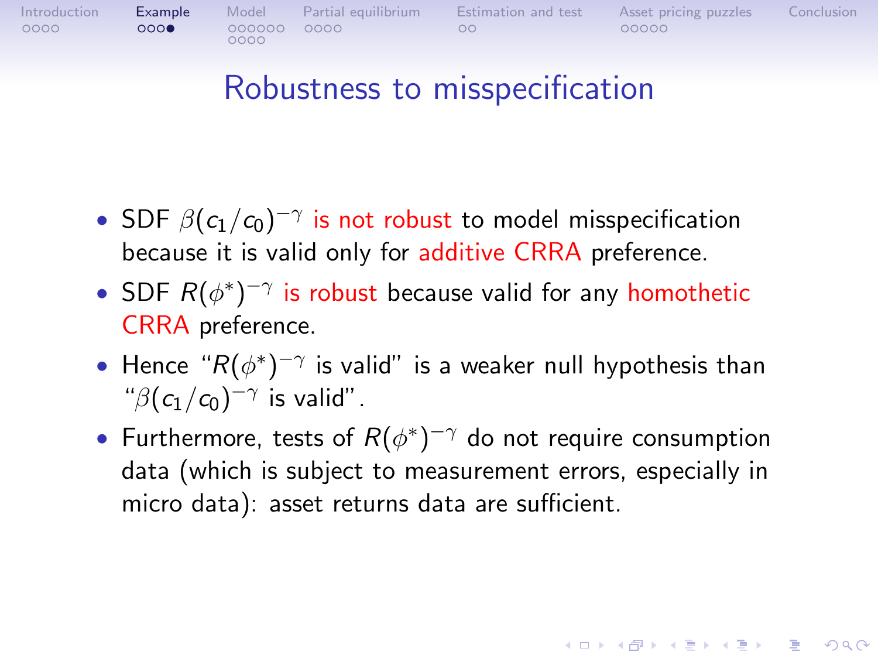# Robustness to misspecification

- SDF $\beta(c_1/c_0)^{-\gamma}$ is not robust to model misspecification because it is valid only for additive CRRA preference.
- SDF $R(\phi^*)^{-\gamma}$ is robust because valid for any homothetic CRRA preference.
- Hence "$R(\phi^*)^{-\gamma}$ is valid" is a weaker null hypothesis than "$\beta(c_1/c_0)^{-\gamma}$ is valid".
- Furthermore, tests of $R(\phi^*)^{-\gamma}$ do not require consumption data (which is subject to measurement errors, especially in micro data): asset returns data are sufficient.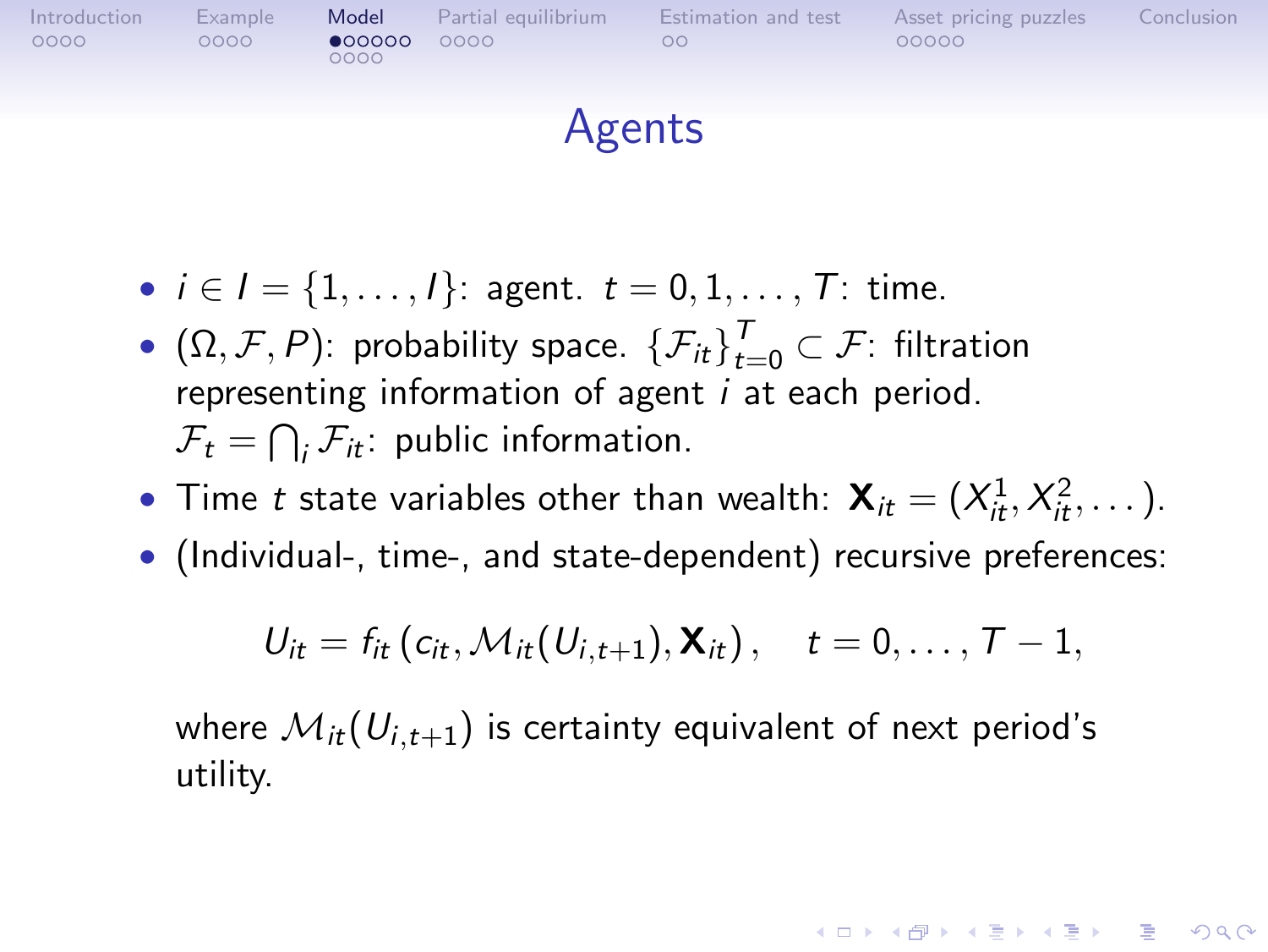# Agents

- $i \in I = \{1, \dots, I\}$: agent. $t = 0, 1, \dots, T$: time.
- $(\Omega, \mathcal{F}, P)$: probability space. $\{\mathcal{F}_{it}\}_{t=0}^{T} \subset \mathcal{F}$: filtration representing information of agent $i$ at each period. $\mathcal{F}_t = \bigcap_i \mathcal{F}_{it}$: public information.
- Time $t$ state variables other than wealth: $\mathbf{X}_{it} = (X_{it}^1, X_{it}^2, \dots)$.
- (Individual-, time-, and state-dependent) recursive preferences:

$$U_{it} = f_{it}\left(c_{it}, \mathcal{M}_{it}(U_{i,t+1}), \mathbf{X}_{it}\right), \quad t = 0, \dots, T-1,$$

where $\mathcal{M}_{it}(U_{i,t+1})$ is certainty equivalent of next period's utility.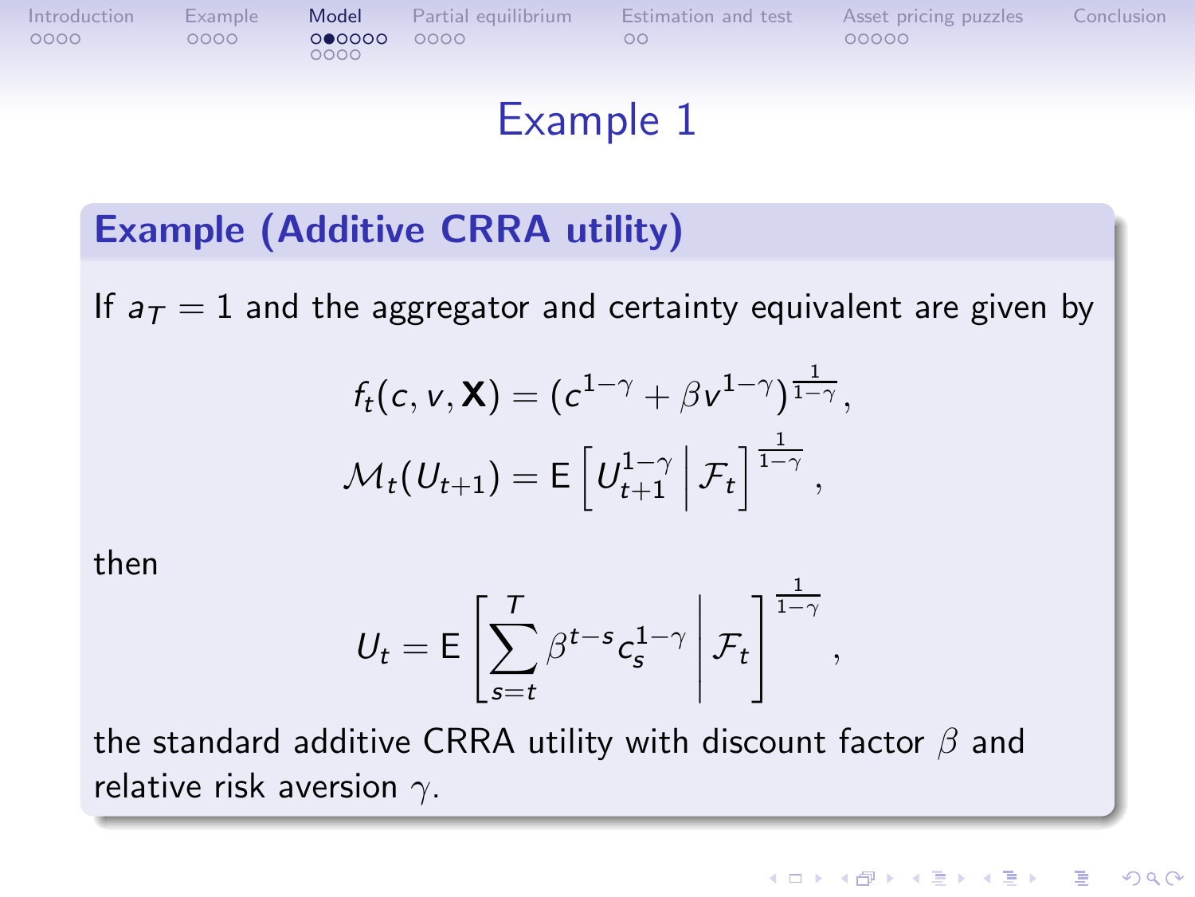# Example 1

## Example (Additive CRRA utility)

If $a_T = 1$ and the aggregator and certainty equivalent are given by

$$f_t(c, v, \mathbf{X}) = (c^{1-\gamma} + \beta v^{1-\gamma})^{\frac{1}{1-\gamma}},$$

$$\mathcal{M}_t(U_{t+1}) = \mathrm{E}\left[ U_{t+1}^{1-\gamma} \,\middle|\, \mathcal{F}_t \right]^{\frac{1}{1-\gamma}},$$

then

$$U_t = \mathrm{E}\left[ \sum_{s=t}^{T} \beta^{t-s} c_s^{1-\gamma} \,\middle|\, \mathcal{F}_t \right]^{\frac{1}{1-\gamma}},$$

the standard additive CRRA utility with discount factor $\beta$ and relative risk aversion $\gamma$.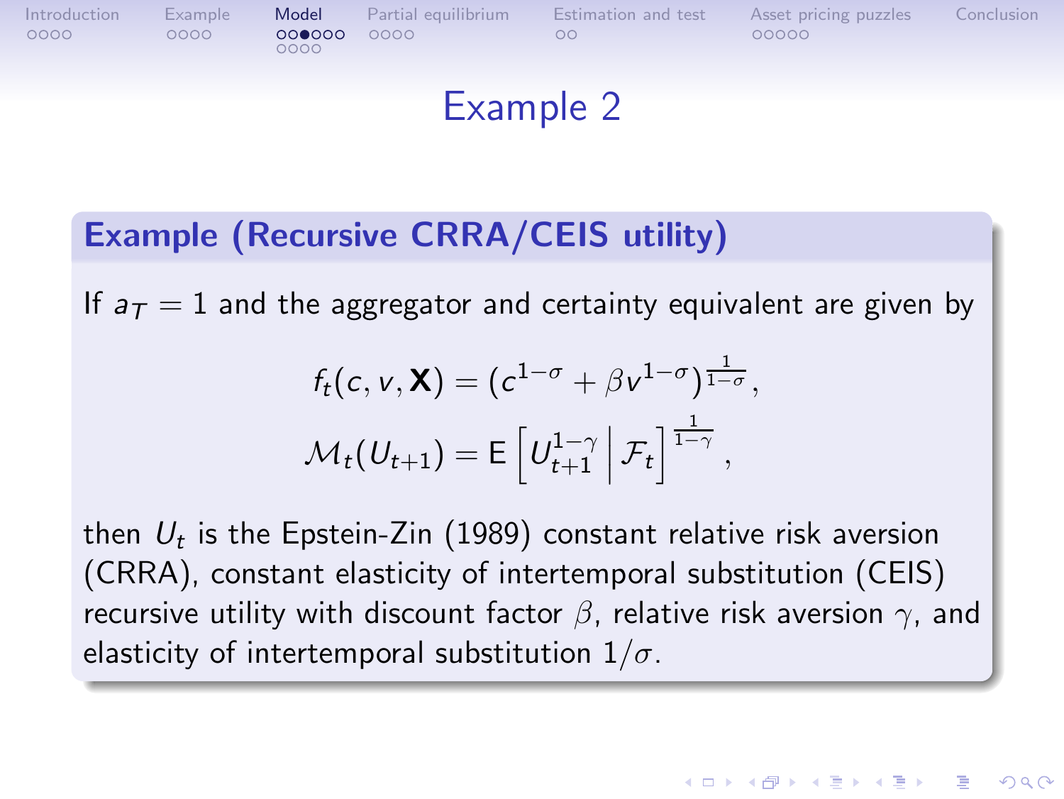# Example 2

## Example (Recursive CRRA/CEIS utility)

If $a_T = 1$ and the aggregator and certainty equivalent are given by

$$f_t(c, v, \mathbf{X}) = (c^{1-\sigma} + \beta v^{1-\sigma})^{\frac{1}{1-\sigma}},$$

$$\mathcal{M}_t(U_{t+1}) = \mathrm{E}\left[ U_{t+1}^{1-\gamma} \,\middle|\, \mathcal{F}_t \right]^{\frac{1}{1-\gamma}},$$

then $U_t$ is the Epstein-Zin (1989) constant relative risk aversion (CRRA), constant elasticity of intertemporal substitution (CEIS) recursive utility with discount factor $\beta$, relative risk aversion $\gamma$, and elasticity of intertemporal substitution $1/\sigma$.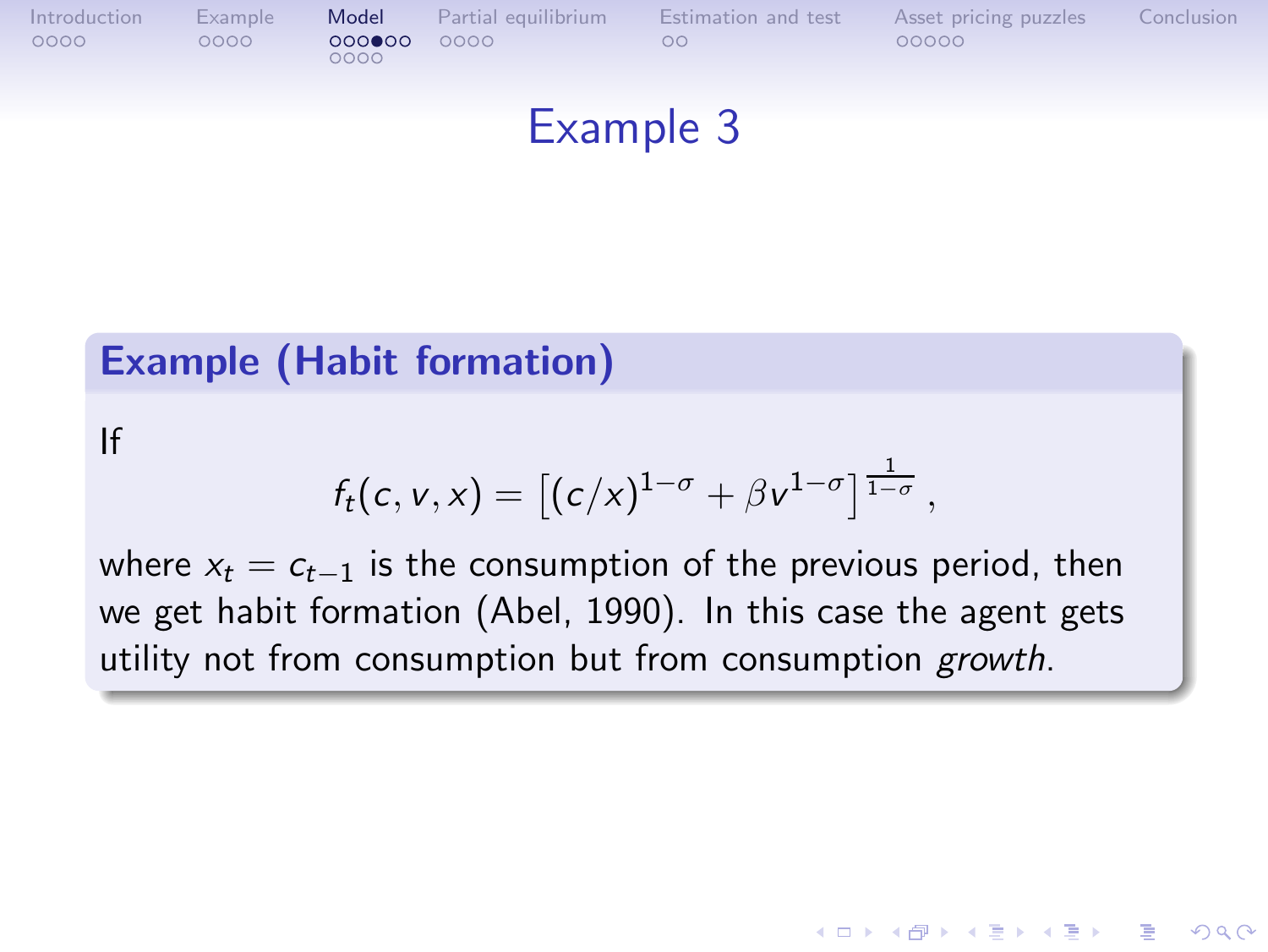# Example 3

**Example (Habit formation)**

If

$$f_t(c, v, x) = \left[(c/x)^{1-\sigma} + \beta v^{1-\sigma}\right]^{\frac{1}{1-\sigma}},$$

where $x_t = c_{t-1}$ is the consumption of the previous period, then we get habit formation (Abel, 1990). In this case the agent gets utility not from consumption but from consumption *growth*.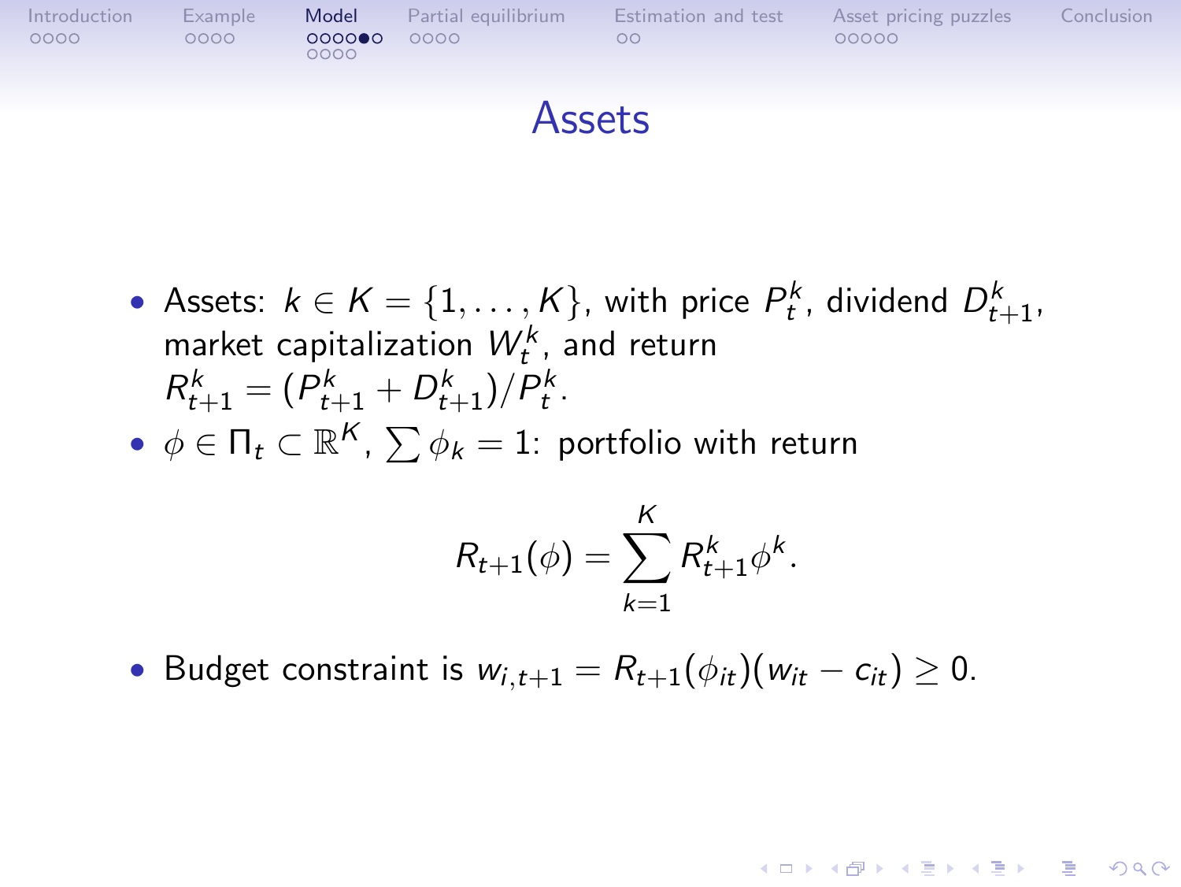# Assets

- Assets: $k \in K = \{1, \dots, K\}$, with price $P_t^k$, dividend $D_{t+1}^k$, market capitalization $W_t^k$, and return $R_{t+1}^k = (P_{t+1}^k + D_{t+1}^k)/P_t^k$.
- $\phi \in \Pi_t \subset \mathbb{R}^K$, $\sum \phi_k = 1$: portfolio with return

$$R_{t+1}(\phi) = \sum_{k=1}^{K} R_{t+1}^k \phi^k.$$

- Budget constraint is $w_{i,t+1} = R_{t+1}(\phi_{it})(w_{it} - c_{it}) \geq 0$.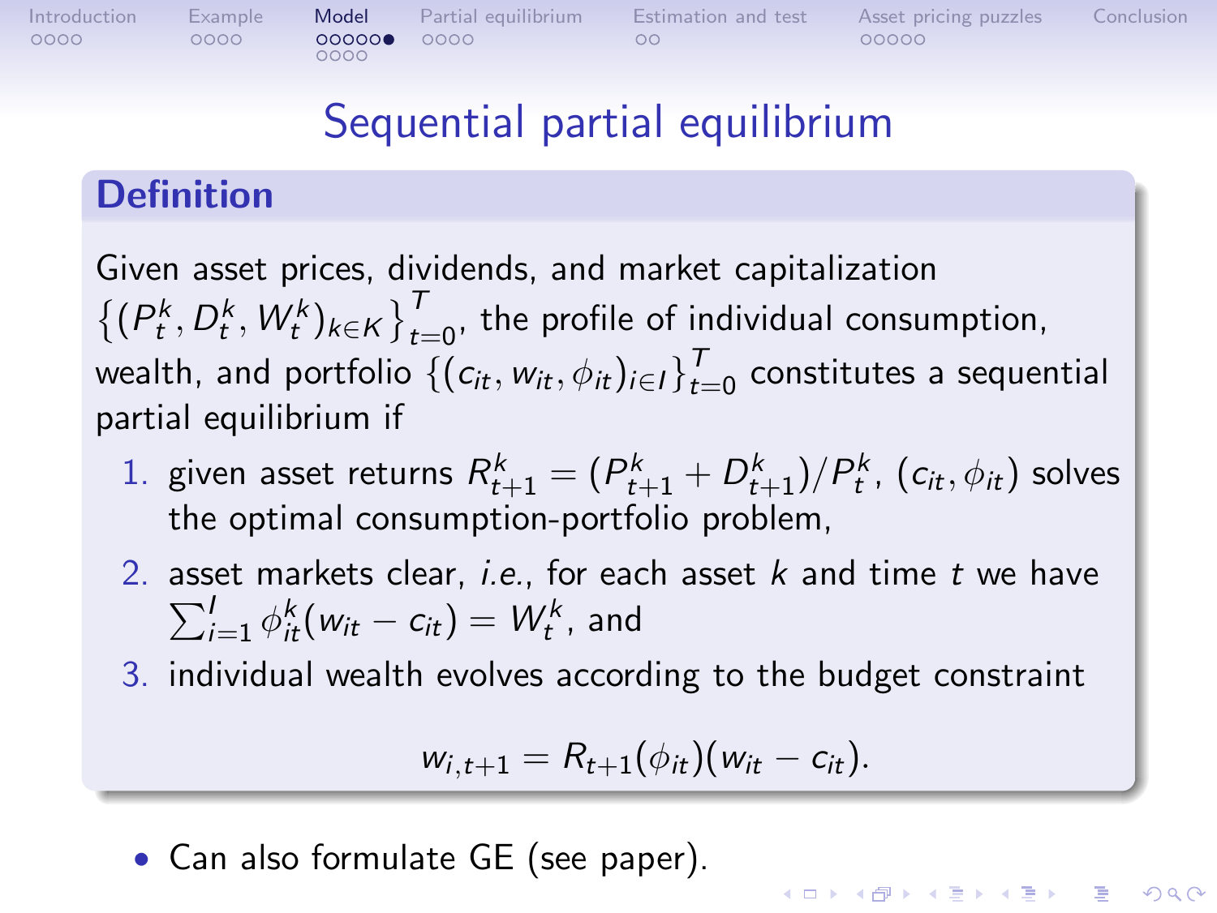# Sequential partial equilibrium

## Definition

Given asset prices, dividends, and market capitalization $\{(P_t^k, D_t^k, W_t^k)_{k \in K}\}_{t=0}^T$, the profile of individual consumption, wealth, and portfolio $\{(c_{it}, w_{it}, \phi_{it})_{i \in I}\}_{t=0}^T$ constitutes a sequential partial equilibrium if

1. given asset returns $R_{t+1}^k = (P_{t+1}^k + D_{t+1}^k)/P_t^k$, $(c_{it}, \phi_{it})$ solves the optimal consumption-portfolio problem,
2. asset markets clear, *i.e.*, for each asset $k$ and time $t$ we have $\sum_{i=1}^I \phi_{it}^k (w_{it} - c_{it}) = W_t^k$, and
3. individual wealth evolves according to the budget constraint

$$w_{i,t+1} = R_{t+1}(\phi_{it})(w_{it} - c_{it}).$$

- Can also formulate GE (see paper).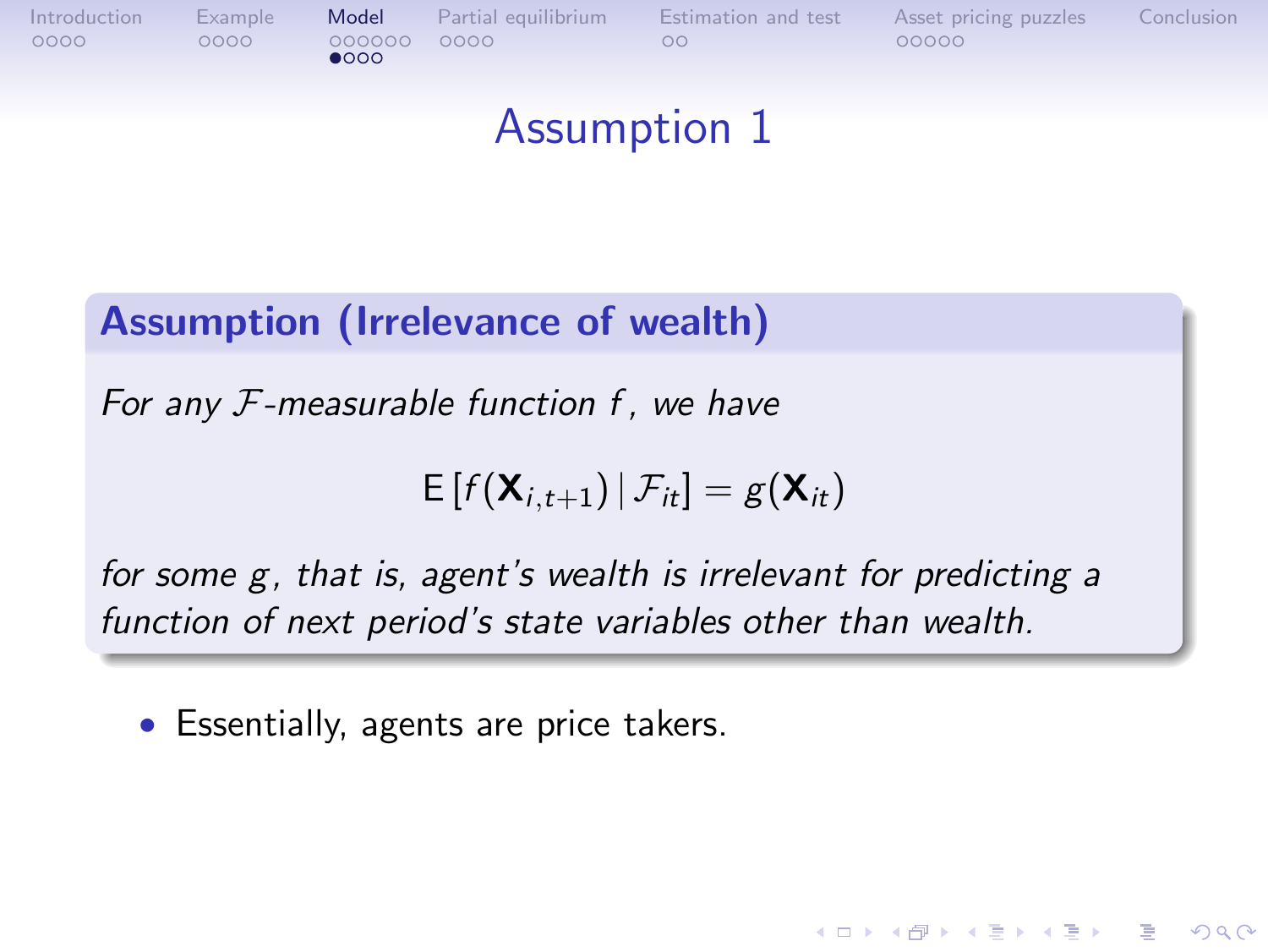# Assumption 1

**Assumption (Irrelevance of wealth)**

*For any $\mathcal{F}$-measurable function $f$, we have*

$$\mathrm{E}\left[f(\mathbf{X}_{i,t+1}) \,|\, \mathcal{F}_{it}\right] = g(\mathbf{X}_{it})$$

*for some $g$, that is, agent's wealth is irrelevant for predicting a function of next period's state variables other than wealth.*

- Essentially, agents are price takers.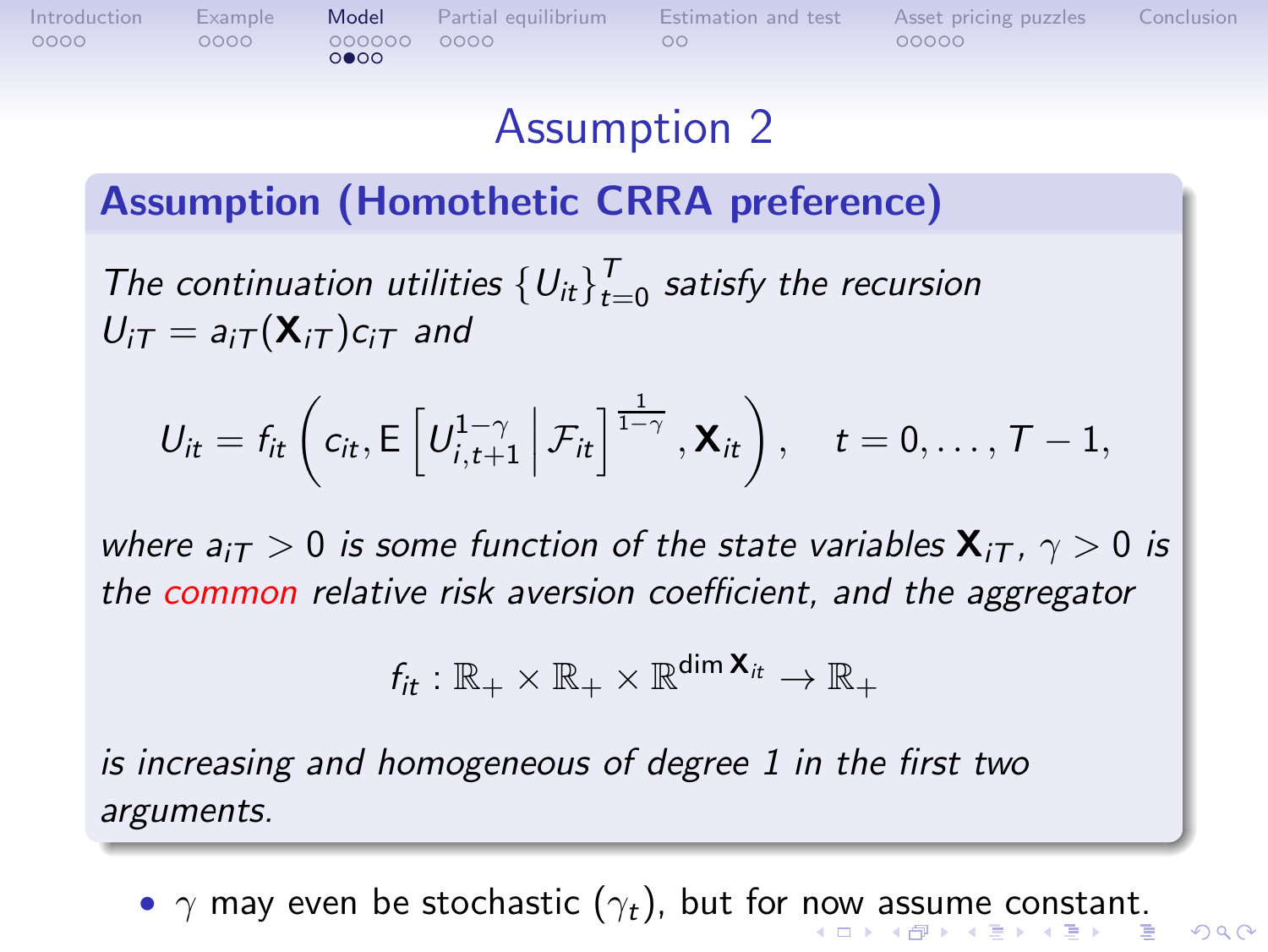# Assumption 2

### Assumption (Homothetic CRRA preference)

*The continuation utilities* $\{U_{it}\}_{t=0}^{T}$ *satisfy the recursion* $U_{iT} = a_{iT}(\mathbf{X}_{iT})c_{iT}$ *and*

$$U_{it} = f_{it}\left(c_{it}, \mathrm{E}\left[U_{i,t+1}^{1-\gamma} \,\middle|\, \mathcal{F}_{it}\right]^{\frac{1}{1-\gamma}}, \mathbf{X}_{it}\right), \quad t = 0, \dots, T-1,$$

*where* $a_{iT} > 0$ *is some function of the state variables* $\mathbf{X}_{iT}$, $\gamma > 0$ *is the common relative risk aversion coefficient, and the aggregator*

$$f_{it} : \mathbb{R}_+ \times \mathbb{R}_+ \times \mathbb{R}^{\dim \mathbf{X}_{it}} \to \mathbb{R}_+$$

*is increasing and homogeneous of degree 1 in the first two arguments.*

- $\gamma$ may even be stochastic ($\gamma_t$), but for now assume constant.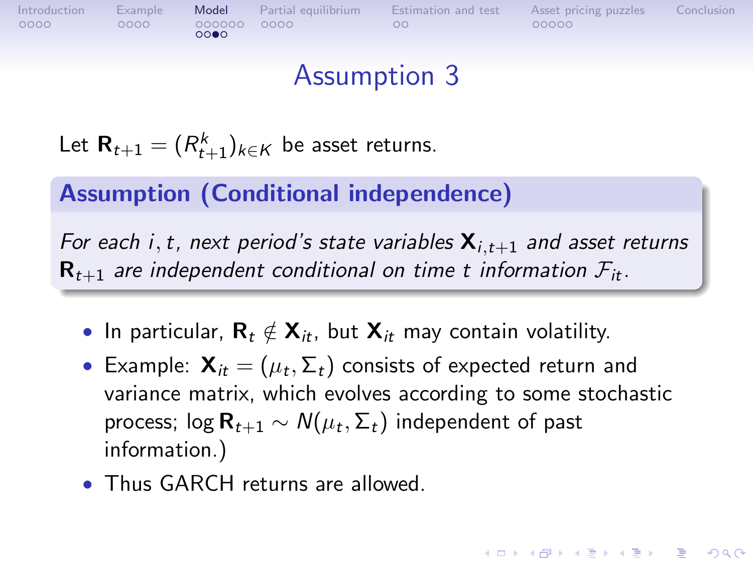# Assumption 3

Let $\mathbf{R}_{t+1} = (R^k_{t+1})_{k \in K}$ be asset returns.

**Assumption (Conditional independence)**

*For each $i, t$, next period's state variables $\mathbf{X}_{i,t+1}$ and asset returns $\mathbf{R}_{t+1}$ are independent conditional on time $t$ information $\mathcal{F}_{it}$.*

- In particular, $\mathbf{R}_t \notin \mathbf{X}_{it}$, but $\mathbf{X}_{it}$ may contain volatility.
- Example: $\mathbf{X}_{it} = (\mu_t, \Sigma_t)$ consists of expected return and variance matrix, which evolves according to some stochastic process; $\log \mathbf{R}_{t+1} \sim N(\mu_t, \Sigma_t)$ independent of past information.)
- Thus GARCH returns are allowed.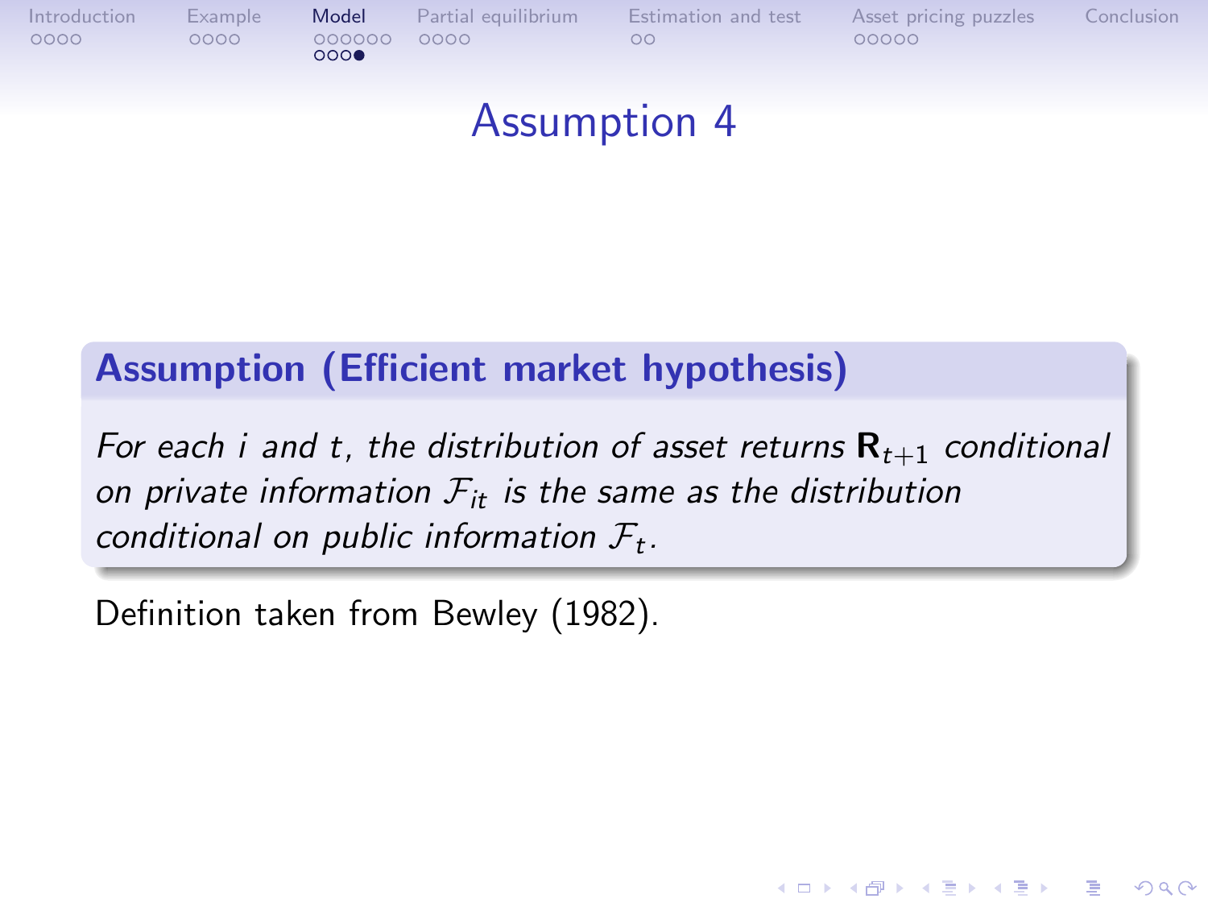# Assumption 4

**Assumption (Efficient market hypothesis)**

*For each $i$ and $t$, the distribution of asset returns $\mathbf{R}_{t+1}$ conditional on private information $\mathcal{F}_{it}$ is the same as the distribution conditional on public information $\mathcal{F}_t$.*

Definition taken from Bewley (1982).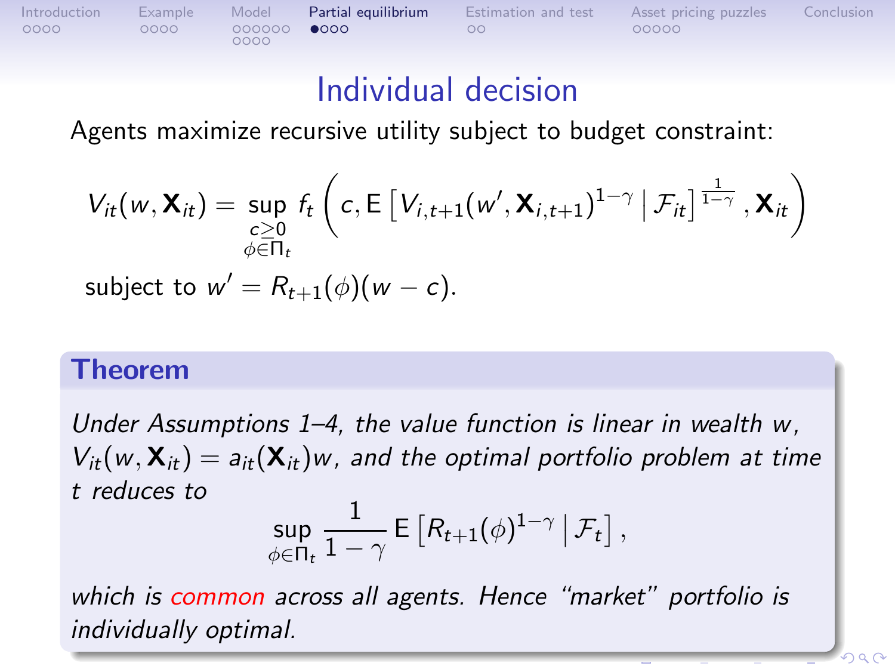# Individual decision

Agents maximize recursive utility subject to budget constraint:

$$V_{it}(w, \mathbf{X}_{it}) = \sup_{\substack{c \geq 0 \\ \phi \in \Pi_t}} f_t \left( c, \mathrm{E}\left[ V_{i,t+1}(w', \mathbf{X}_{i,t+1})^{1-\gamma} \,\middle|\, \mathcal{F}_{it} \right]^{\frac{1}{1-\gamma}}, \mathbf{X}_{it} \right)$$

subject to $w' = R_{t+1}(\phi)(w - c)$.

**Theorem**

*Under Assumptions 1–4, the value function is linear in wealth $w$, $V_{it}(w, \mathbf{X}_{it}) = a_{it}(\mathbf{X}_{it})w$, and the optimal portfolio problem at time $t$ reduces to*

$$\sup_{\phi \in \Pi_t} \frac{1}{1-\gamma} \mathrm{E}\left[ R_{t+1}(\phi)^{1-\gamma} \,\middle|\, \mathcal{F}_t \right],$$

*which is common across all agents. Hence "market" portfolio is individually optimal.*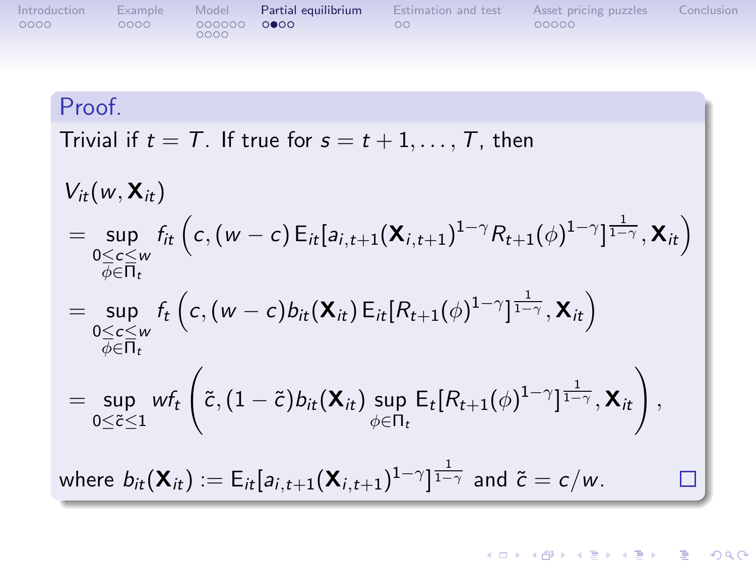**Proof.**

Trivial if $t = T$. If true for $s = t+1, \dots, T$, then

$$
\begin{aligned}
& V_{it}(w, \mathbf{X}_{it}) \\
&= \sup_{\substack{0 \le c \le w \\ \phi \in \Pi_t}} f_{it}\left(c, (w-c)\,\mathrm{E}_{it}[a_{i,t+1}(\mathbf{X}_{i,t+1})^{1-\gamma} R_{t+1}(\phi)^{1-\gamma}]^{\frac{1}{1-\gamma}}, \mathbf{X}_{it}\right) \\
&= \sup_{\substack{0 \le c \le w \\ \phi \in \Pi_t}} f_t\left(c, (w-c) b_{it}(\mathbf{X}_{it})\,\mathrm{E}_{it}[R_{t+1}(\phi)^{1-\gamma}]^{\frac{1}{1-\gamma}}, \mathbf{X}_{it}\right) \\
&= \sup_{0 \le \tilde{c} \le 1} w f_t\left(\tilde{c}, (1-\tilde{c}) b_{it}(\mathbf{X}_{it}) \sup_{\phi \in \Pi_t} \mathrm{E}_t[R_{t+1}(\phi)^{1-\gamma}]^{\frac{1}{1-\gamma}}, \mathbf{X}_{it}\right),
\end{aligned}
$$

where $b_{it}(\mathbf{X}_{it}) := \mathrm{E}_{it}[a_{i,t+1}(\mathbf{X}_{i,t+1})^{1-\gamma}]^{\frac{1}{1-\gamma}}$ and $\tilde{c} = c/w$. $\square$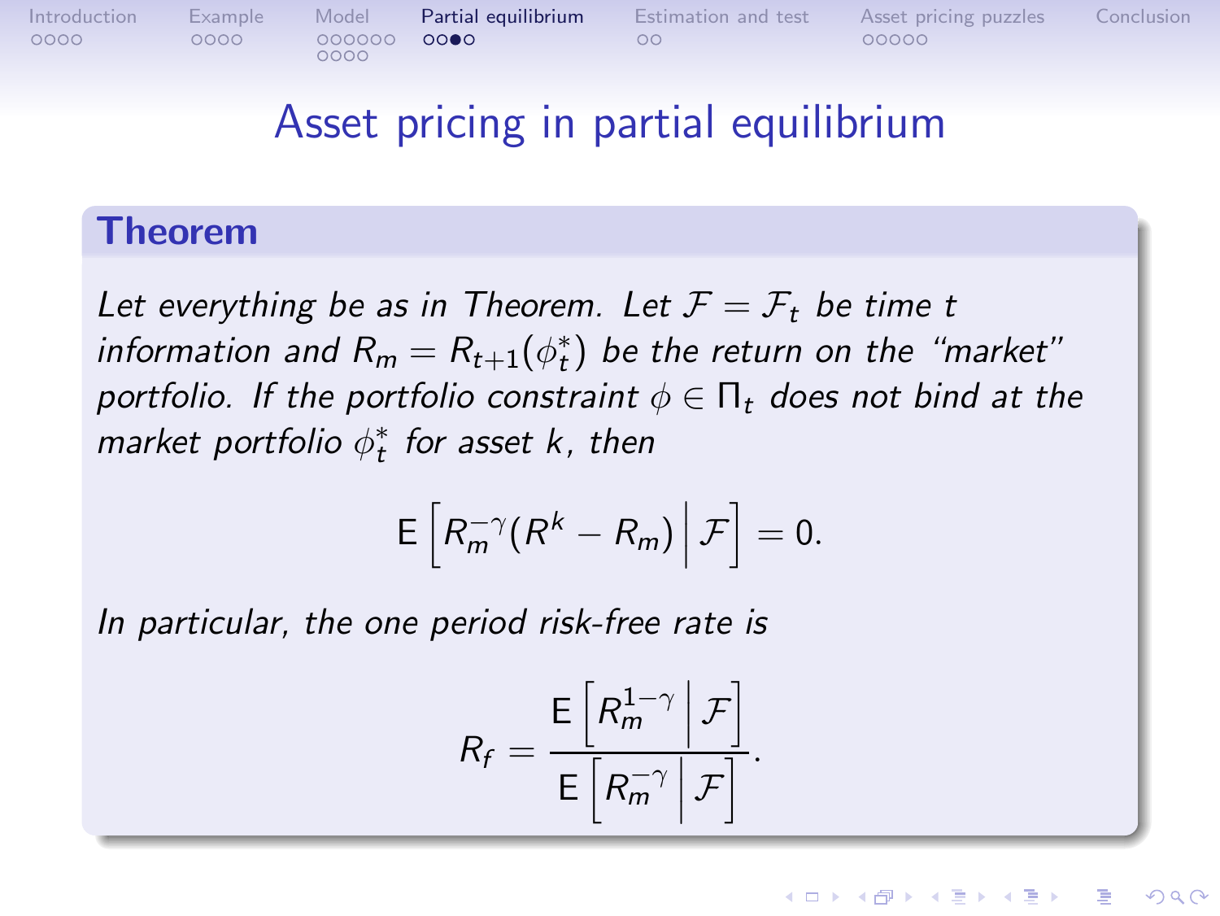# Asset pricing in partial equilibrium

## Theorem

*Let everything be as in Theorem. Let $\mathcal{F} = \mathcal{F}_t$ be time $t$ information and $R_m = R_{t+1}(\phi_t^*)$ be the return on the "market" portfolio. If the portfolio constraint $\phi \in \Pi_t$ does not bind at the market portfolio $\phi_t^*$ for asset $k$, then*

$$\mathrm{E}\left[ R_m^{-\gamma}(R^k - R_m) \,\middle|\, \mathcal{F} \right] = 0.$$

*In particular, the one period risk-free rate is*

$$R_f = \frac{\mathrm{E}\left[ R_m^{1-\gamma} \,\middle|\, \mathcal{F} \right]}{\mathrm{E}\left[ R_m^{-\gamma} \,\middle|\, \mathcal{F} \right]}.$$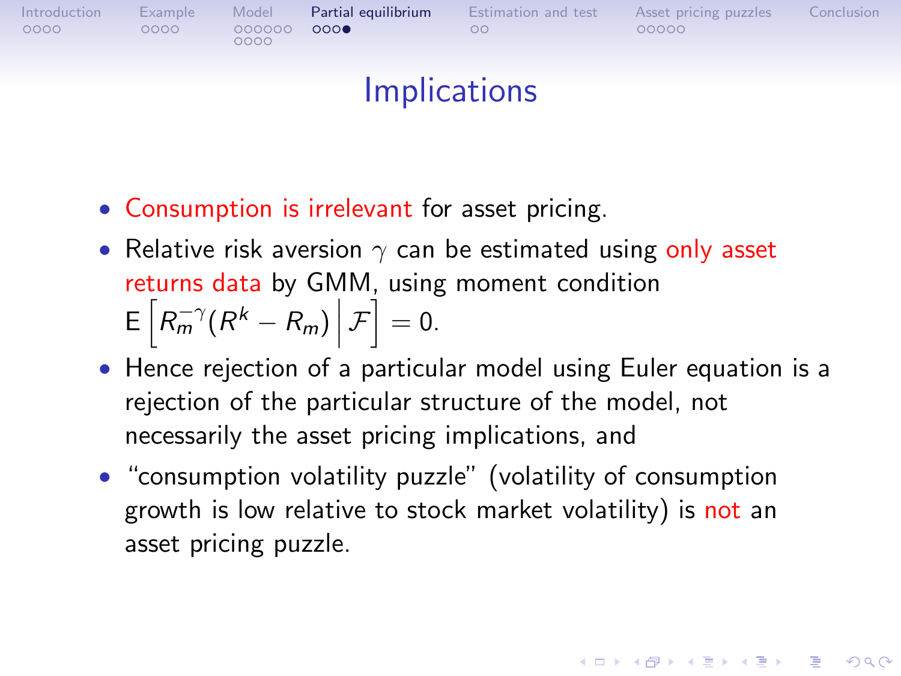# Implications

- Consumption is irrelevant for asset pricing.
- Relative risk aversion $\gamma$ can be estimated using only asset returns data by GMM, using moment condition $\mathrm{E}\left[R_m^{-\gamma}(R^k - R_m)\,\middle|\,\mathcal{F}\right] = 0$.
- Hence rejection of a particular model using Euler equation is a rejection of the particular structure of the model, not necessarily the asset pricing implications, and
- "consumption volatility puzzle" (volatility of consumption growth is low relative to stock market volatility) is not an asset pricing puzzle.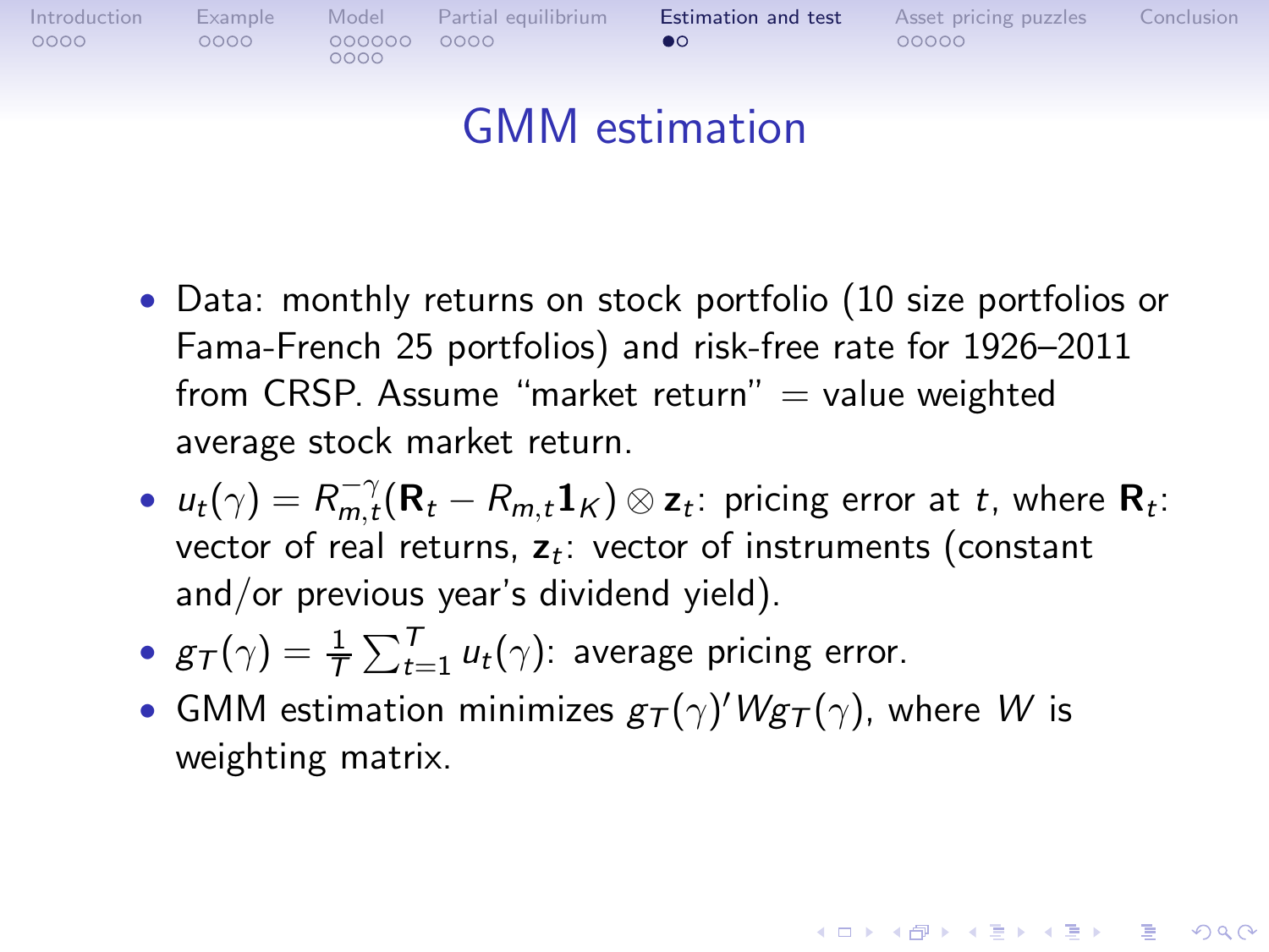# GMM estimation

- Data: monthly returns on stock portfolio (10 size portfolios or Fama-French 25 portfolios) and risk-free rate for 1926–2011 from CRSP. Assume "market return" = value weighted average stock market return.
- $u_t(\gamma) = R_{m,t}^{-\gamma}(\mathbf{R}_t - R_{m,t}\mathbf{1}_K) \otimes \mathbf{z}_t$: pricing error at $t$, where $\mathbf{R}_t$: vector of real returns, $\mathbf{z}_t$: vector of instruments (constant and/or previous year's dividend yield).
- $g_T(\gamma) = \frac{1}{T}\sum_{t=1}^{T} u_t(\gamma)$: average pricing error.
- GMM estimation minimizes $g_T(\gamma)' W g_T(\gamma)$, where $W$ is weighting matrix.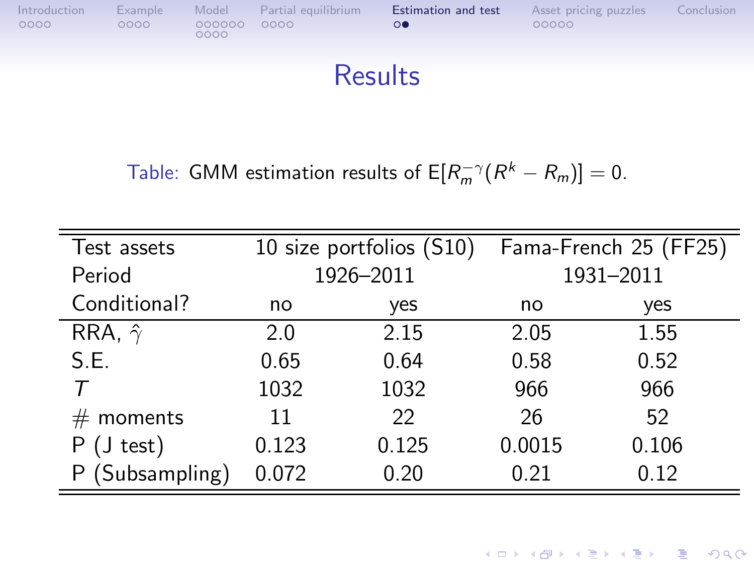# Results

Table: GMM estimation results of $\mathrm{E}[R_m^{-\gamma}(R^k - R_m)] = 0$.

| Test assets | 10 size portfolios (S10) | | Fama-French 25 (FF25) | |
|---|---|---|---|---|
| Period | 1926–2011 | | 1931–2011 | |
| Conditional? | no | yes | no | yes |
| RRA, $\hat{\gamma}$ | 2.0 | 2.15 | 2.05 | 1.55 |
| S.E. | 0.65 | 0.64 | 0.58 | 0.52 |
| $T$ | 1032 | 1032 | 966 | 966 |
| # moments | 11 | 22 | 26 | 52 |
| P (J test) | 0.123 | 0.125 | 0.0015 | 0.106 |
| P (Subsampling) | 0.072 | 0.20 | 0.21 | 0.12 |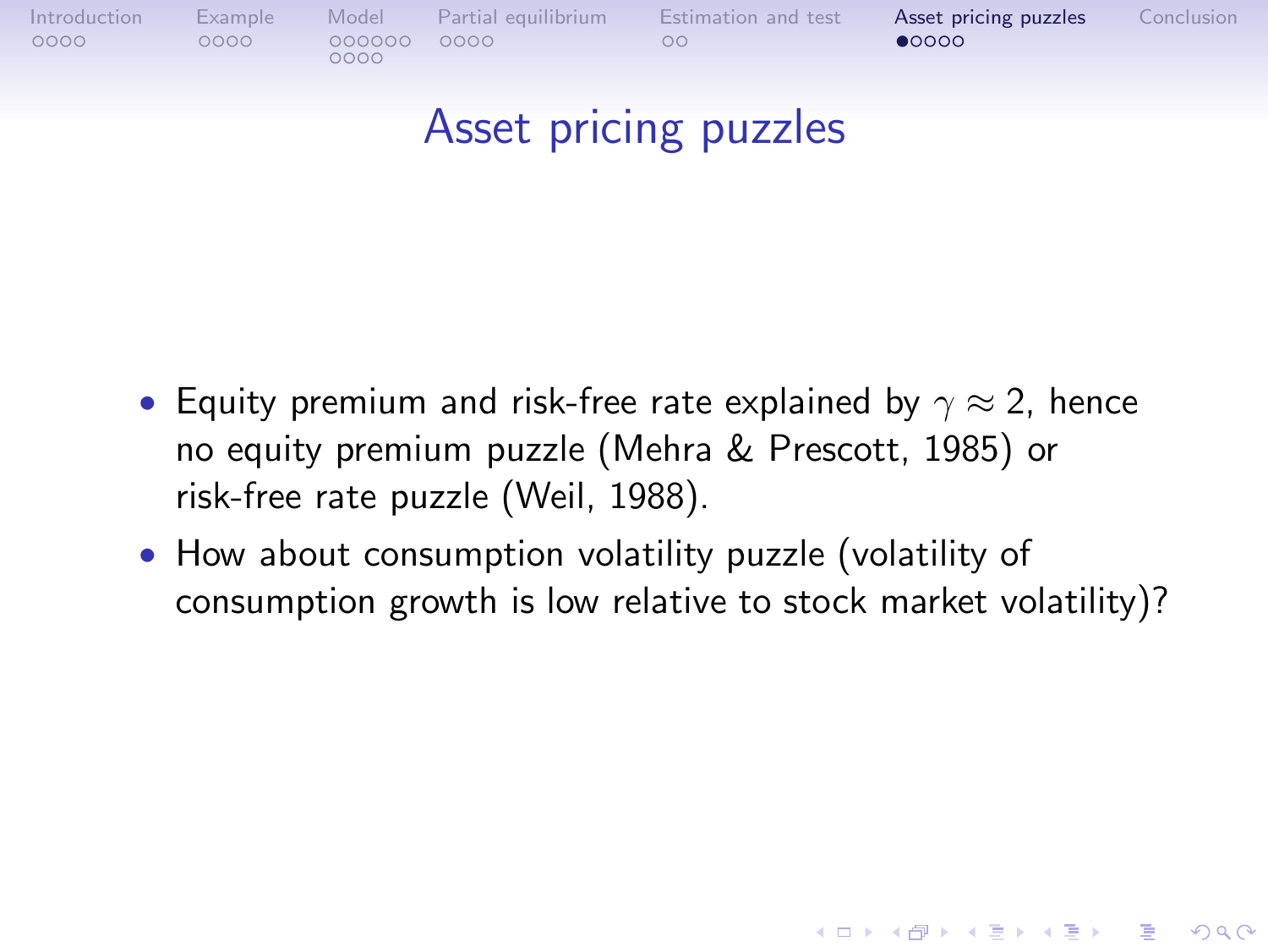# Asset pricing puzzles

- Equity premium and risk-free rate explained by $\gamma \approx 2$, hence no equity premium puzzle (Mehra & Prescott, 1985) or risk-free rate puzzle (Weil, 1988).
- How about consumption volatility puzzle (volatility of consumption growth is low relative to stock market volatility)?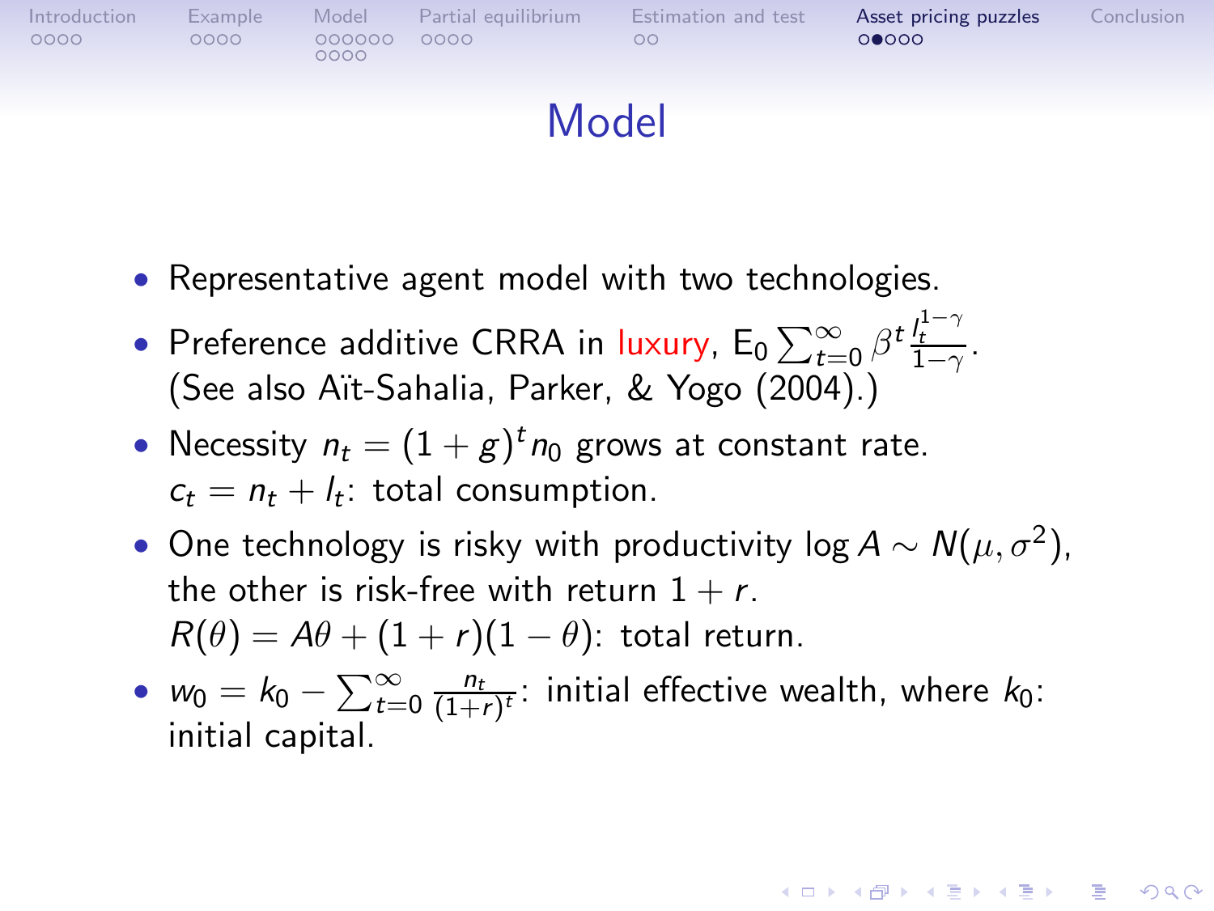# Model

- Representative agent model with two technologies.
- Preference additive CRRA in luxury, $\mathrm{E}_0 \sum_{t=0}^{\infty} \beta^t \frac{l_t^{1-\gamma}}{1-\gamma}$. (See also Aït-Sahalia, Parker, & Yogo (2004).)
- Necessity $n_t = (1+g)^t n_0$ grows at constant rate. $c_t = n_t + l_t$: total consumption.
- One technology is risky with productivity $\log A \sim N(\mu, \sigma^2)$, the other is risk-free with return $1+r$. $R(\theta) = A\theta + (1+r)(1-\theta)$: total return.
- $w_0 = k_0 - \sum_{t=0}^{\infty} \frac{n_t}{(1+r)^t}$: initial effective wealth, where $k_0$: initial capital.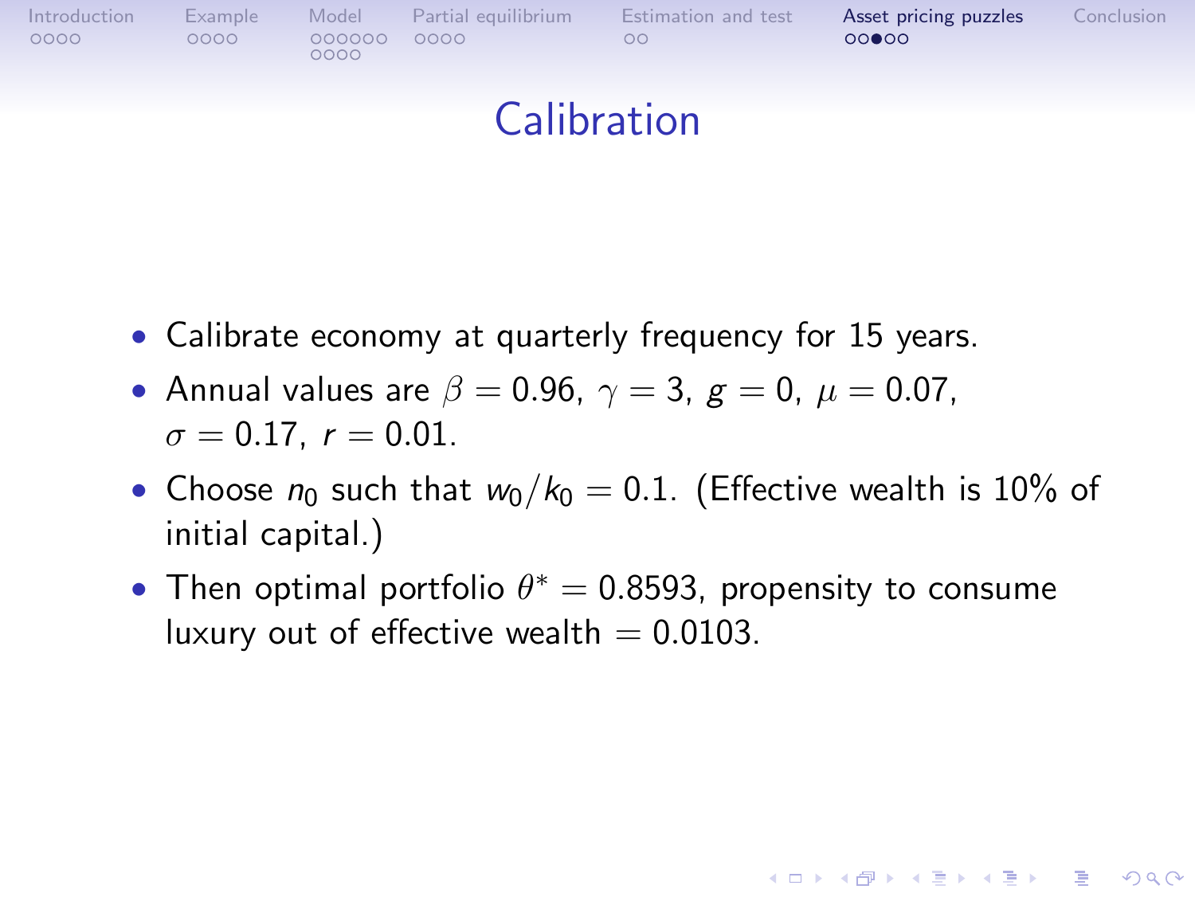# Calibration

- Calibrate economy at quarterly frequency for 15 years.
- Annual values are $\beta = 0.96$, $\gamma = 3$, $g = 0$, $\mu = 0.07$, $\sigma = 0.17$, $r = 0.01$.
- Choose $n_0$ such that $w_0/k_0 = 0.1$. (Effective wealth is 10% of initial capital.)
- Then optimal portfolio $\theta^* = 0.8593$, propensity to consume luxury out of effective wealth $= 0.0103$.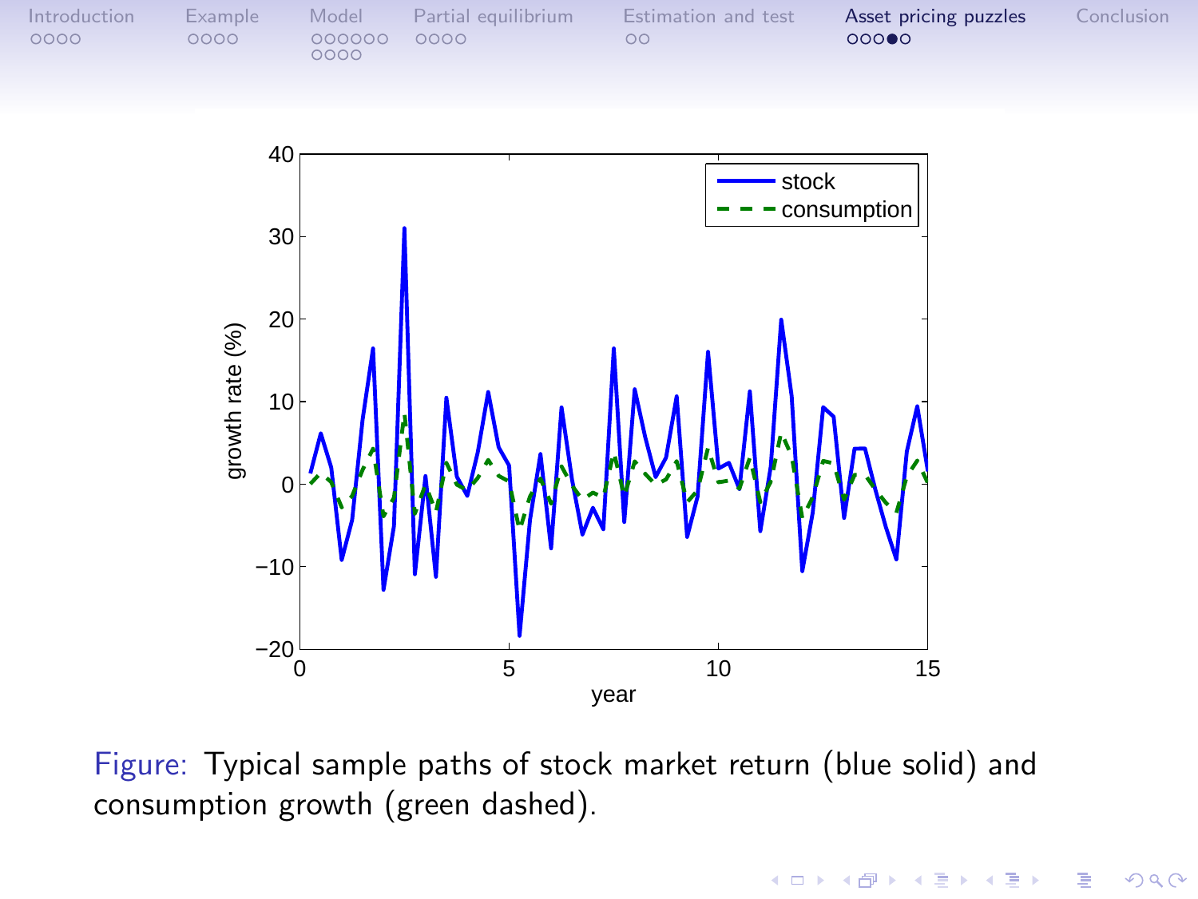stock
consumption

40
30
20
10
0
−10
−20

growth rate (%)

0
5
10
15

year

Figure: Typical sample paths of stock market return (blue solid) and consumption growth (green dashed).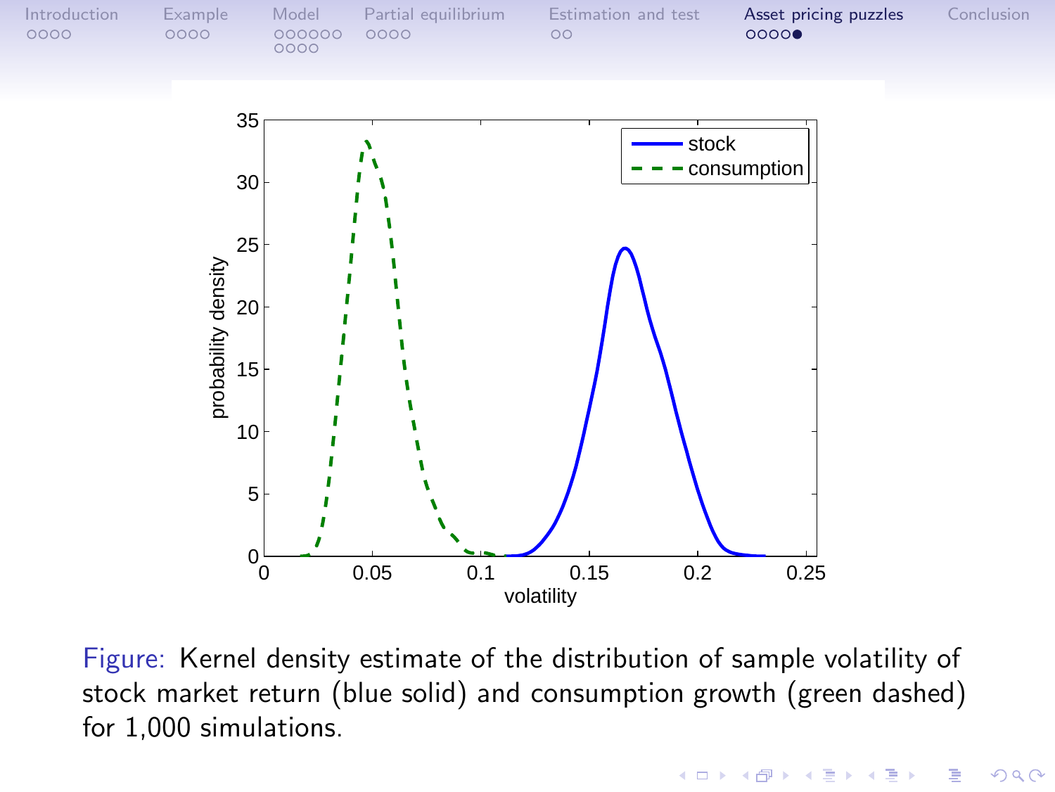35

30

25

20

15

10

5

0

probability density

0

0.05

0.1

0.15

0.2

0.25

volatility

stock

consumption

Figure: Kernel density estimate of the distribution of sample volatility of stock market return (blue solid) and consumption growth (green dashed) for 1,000 simulations.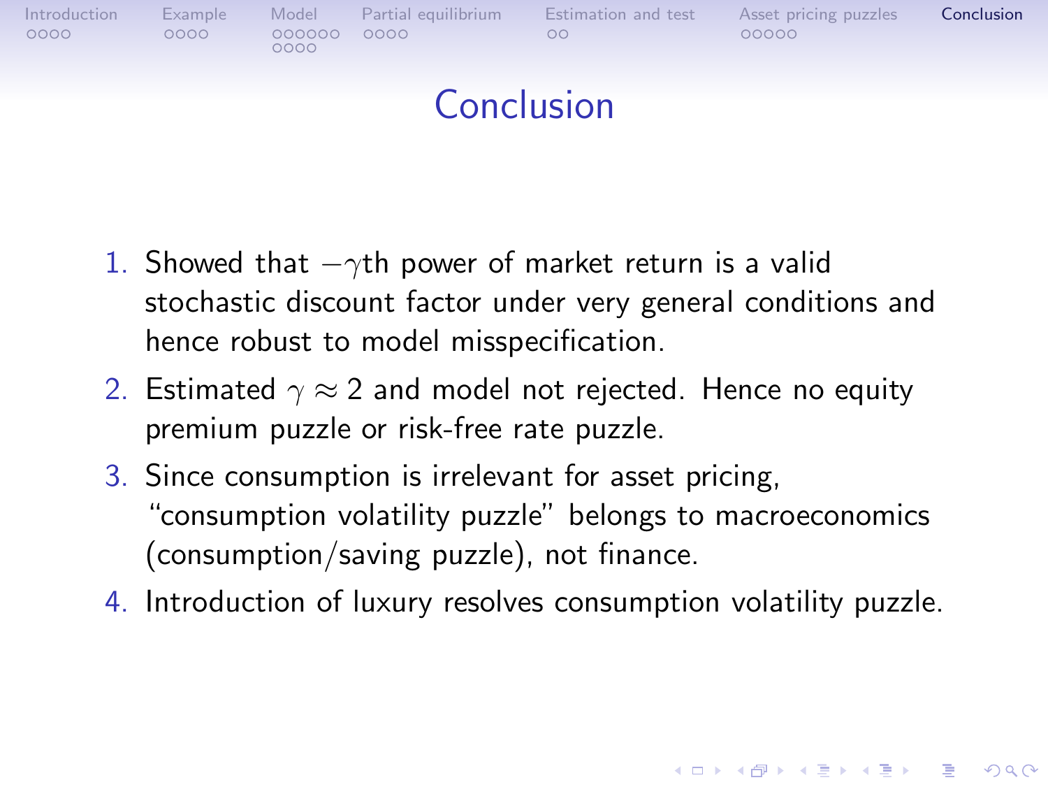# Conclusion

1. Showed that $-\gamma$th power of market return is a valid stochastic discount factor under very general conditions and hence robust to model misspecification.
2. Estimated $\gamma \approx 2$ and model not rejected. Hence no equity premium puzzle or risk-free rate puzzle.
3. Since consumption is irrelevant for asset pricing, "consumption volatility puzzle" belongs to macroeconomics (consumption/saving puzzle), not finance.
4. Introduction of luxury resolves consumption volatility puzzle.